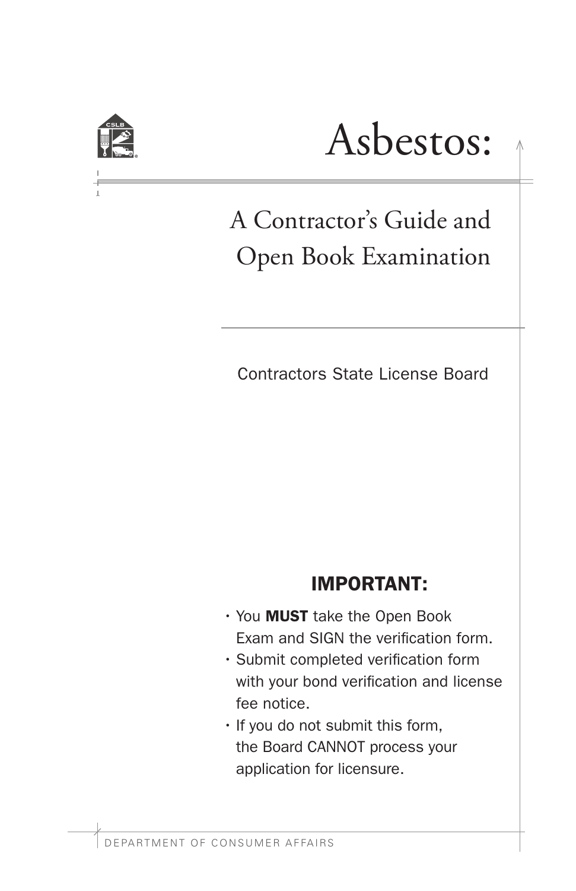# Asbestos:

## A Contractor's Guide and Open Book Examination

Contractors State License Board

**IMPORTANT:**

- You **MUST** take the Open Book Exam and SIGN the verification form.
- Submit completed verification form with your bond verification and license fee notice.
- If you do not submit this form, the Board CANNOT process your application for licensure.

DEPARTMENT OF CONSUMER AFFAIRS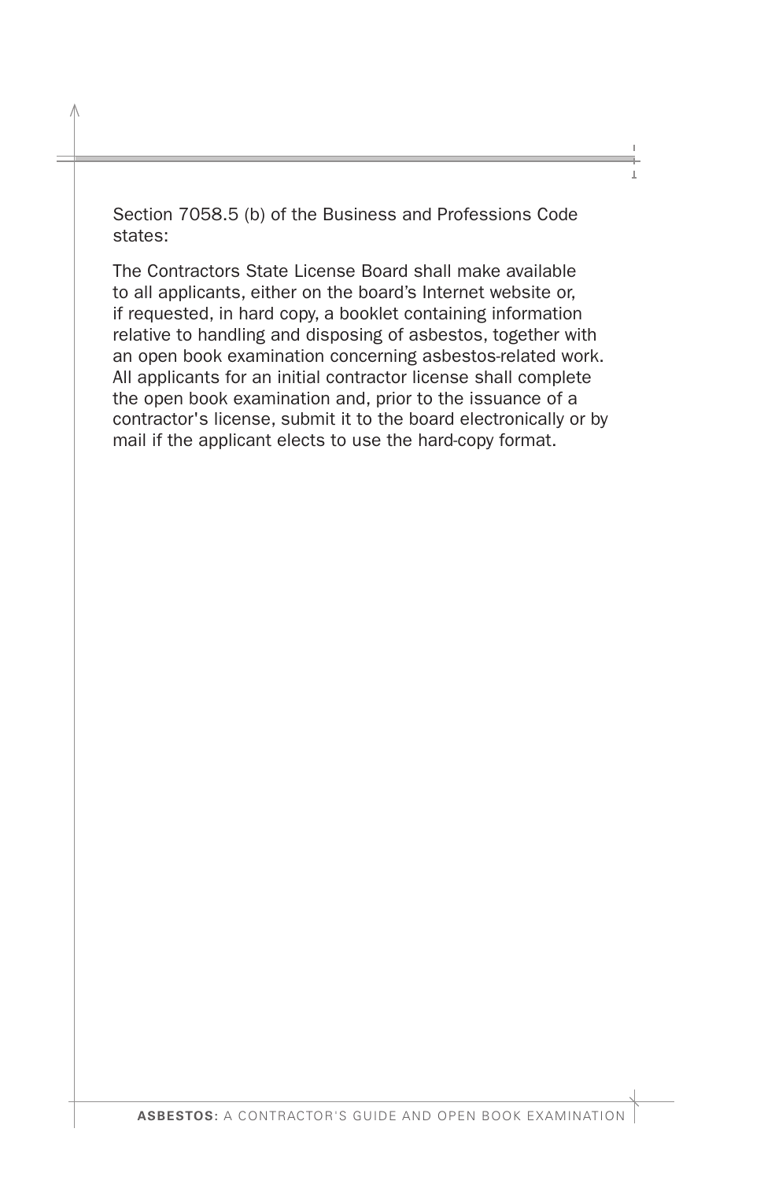Section 7058.5 (b) of the Business and Professions Code states:

The Contractors State License Board shall make available to all applicants, either on the board's Internet website or, if requested, in hard copy, a booklet containing information relative to handling and disposing of asbestos, together with an open book examination concerning asbestos-related work. All applicants for an initial contractor license shall complete the open book examination and, prior to the issuance of a contractor's license, submit it to the board electronically or by mail if the applicant elects to use the hard-copy format.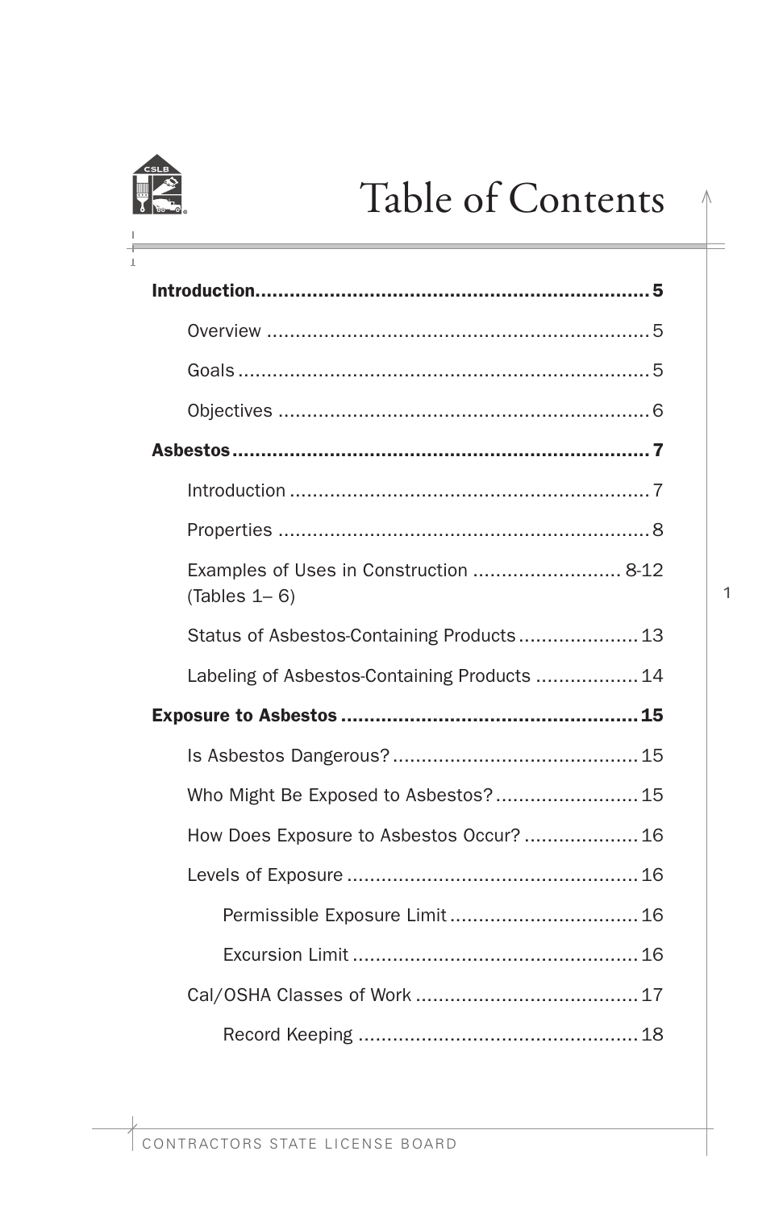# Table of Contents

**Introduction** ..................................................................... **5**

- Overview ..................................................................... 5
- Goals ..................................................................... 5
- Objectives ..................................................................... 6

**Asbestos** ..................................................................... **7**

- Introduction ..................................................................... 7
- Properties ..................................................................... 8
- Examples of Uses in Construction .......................... 8-12 (Tables 1– 6)
- Status of Asbestos-Containing Products ..................... 13
- Labeling of Asbestos-Containing Products .................. 14

**Exposure to Asbestos** ..................................................... **15**

- Is Asbestos Dangerous? ........................................... 15
- Who Might Be Exposed to Asbestos? ......................... 15
- How Does Exposure to Asbestos Occur? .................... 16
- Levels of Exposure ................................................... 16
  - Permissible Exposure Limit ................................. 16
  - Excursion Limit .................................................. 16
- Cal/OSHA Classes of Work ....................................... 17
  - Record Keeping ................................................. 18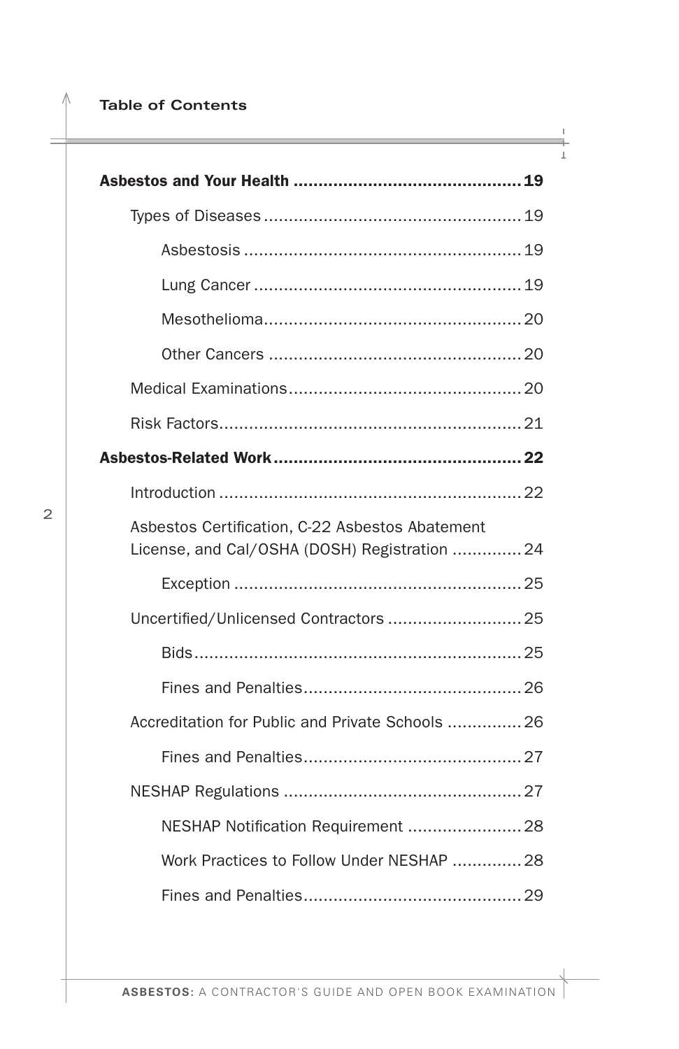## Table of Contents

**Asbestos and Your Health** ............................................ **19**

- Types of Diseases ................................................ 19
  - Asbestosis ................................................ 19
  - Lung Cancer ................................................ 19
  - Mesothelioma ................................................ 20
  - Other Cancers ................................................ 20
- Medical Examinations ................................................ 20
- Risk Factors ................................................ 21

**Asbestos-Related Work** ................................................ **22**

- Introduction ................................................ 22
- Asbestos Certification, C-22 Asbestos Abatement License, and Cal/OSHA (DOSH) Registration .............. 24
  - Exception ................................................ 25
- Uncertified/Unlicensed Contractors ........................... 25
  - Bids ................................................ 25
  - Fines and Penalties ................................................ 26
- Accreditation for Public and Private Schools ............... 26
  - Fines and Penalties ................................................ 27
- NESHAP Regulations ................................................ 27
  - NESHAP Notification Requirement ........................ 28
  - Work Practices to Follow Under NESHAP .............. 28
  - Fines and Penalties ................................................ 29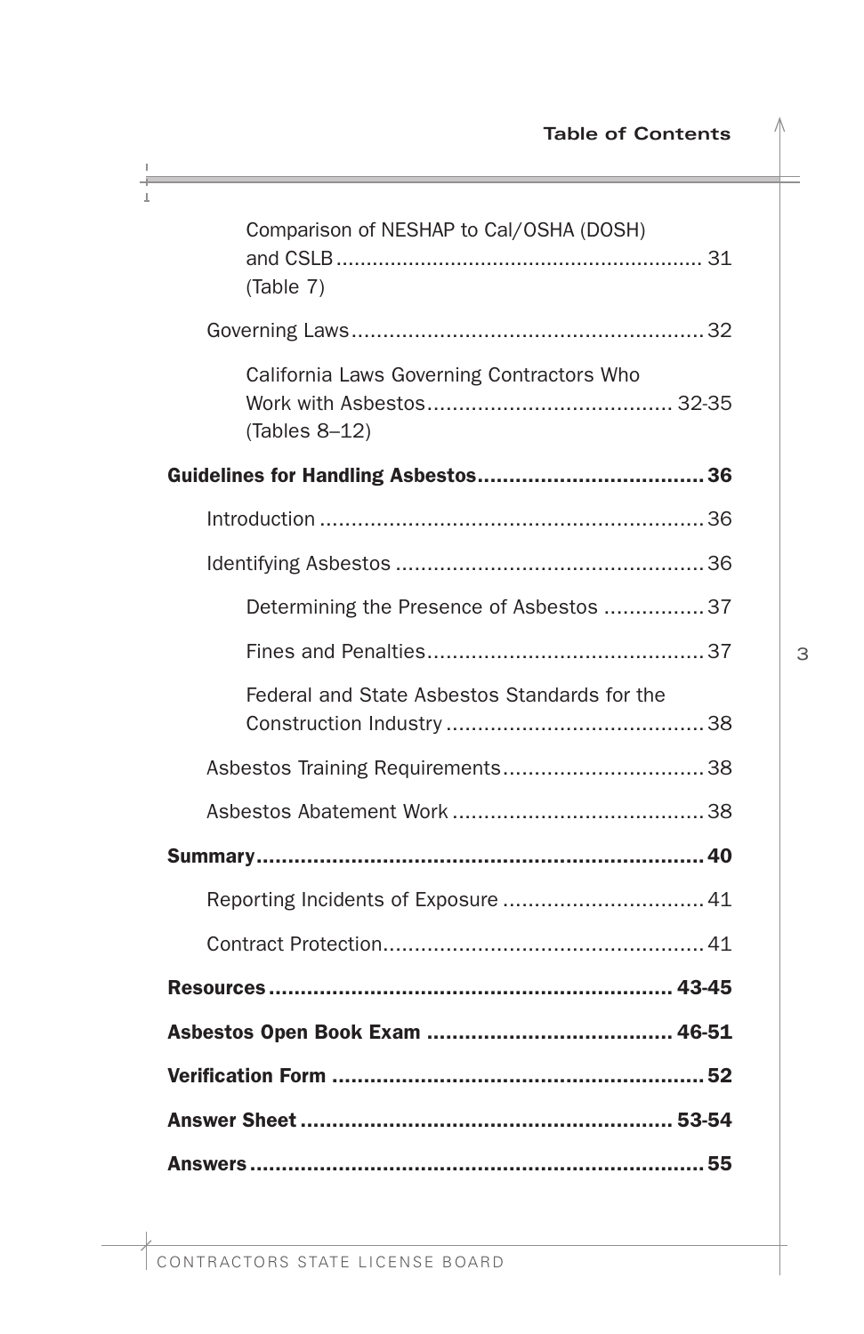Comparison of NESHAP to Cal/OSHA (DOSH) and CSLB ........ 31
(Table 7)

Governing Laws ........ 32

California Laws Governing Contractors Who Work with Asbestos ........ 32-35
(Tables 8–12)

**Guidelines for Handling Asbestos ........ 36**

Introduction ........ 36

Identifying Asbestos ........ 36

Determining the Presence of Asbestos ........ 37

Fines and Penalties ........ 37

Federal and State Asbestos Standards for the Construction Industry ........ 38

Asbestos Training Requirements ........ 38

Asbestos Abatement Work ........ 38

**Summary ........ 40**

Reporting Incidents of Exposure ........ 41

Contract Protection ........ 41

**Resources ........ 43-45**

**Asbestos Open Book Exam ........ 46-51**

**Verification Form ........ 52**

**Answer Sheet ........ 53-54**

**Answers ........ 55**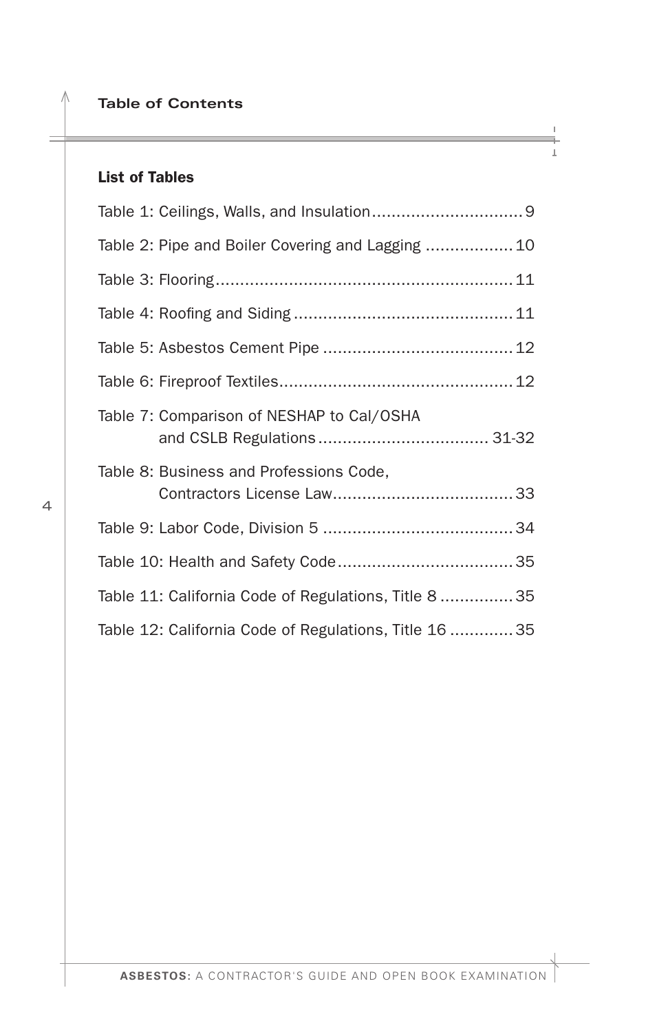## List of Tables

Table 1: Ceilings, Walls, and Insulation ............................... 9

Table 2: Pipe and Boiler Covering and Lagging .................. 10

Table 3: Flooring ............................................................ 11

Table 4: Roofing and Siding ............................................ 11

Table 5: Asbestos Cement Pipe ....................................... 12

Table 6: Fireproof Textiles ............................................... 12

Table 7: Comparison of NESHAP to Cal/OSHA and CSLB Regulations .................................. 31-32

Table 8: Business and Professions Code, Contractors License Law ..................................... 33

Table 9: Labor Code, Division 5 ....................................... 34

Table 10: Health and Safety Code .................................... 35

Table 11: California Code of Regulations, Title 8 ............... 35

Table 12: California Code of Regulations, Title 16 ............. 35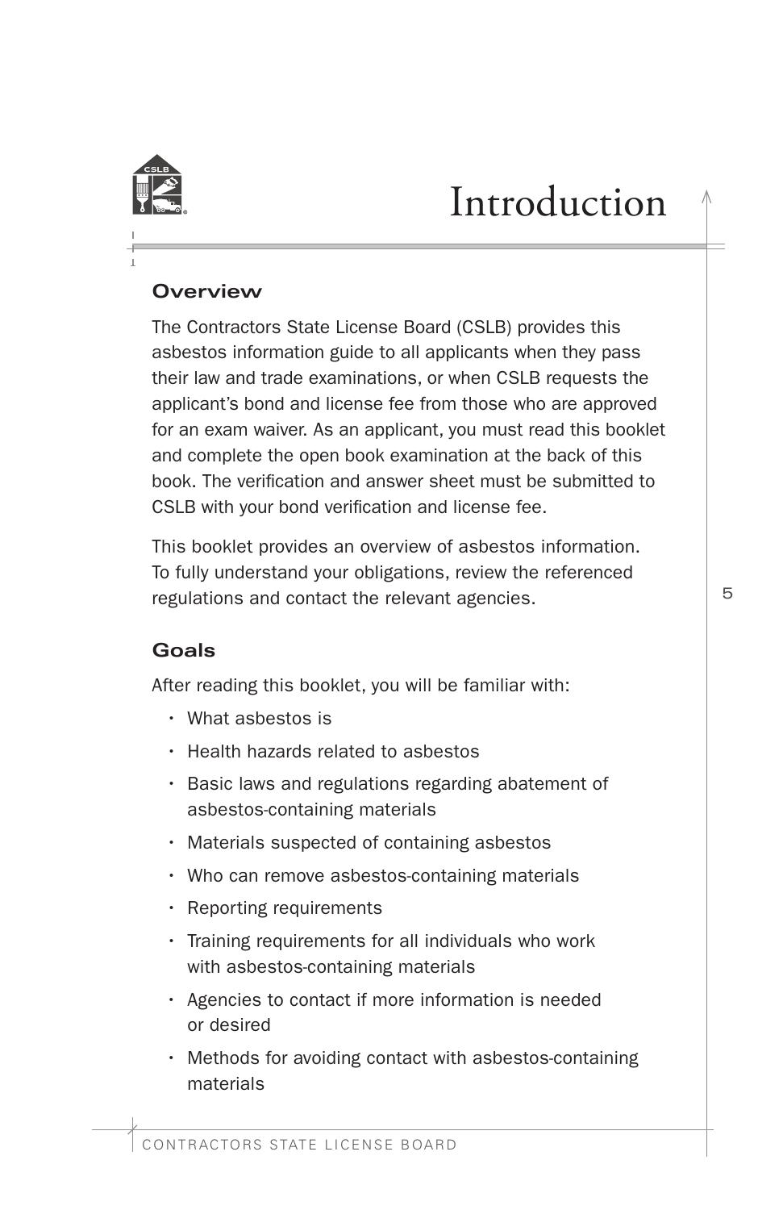# Introduction

## Overview

The Contractors State License Board (CSLB) provides this asbestos information guide to all applicants when they pass their law and trade examinations, or when CSLB requests the applicant's bond and license fee from those who are approved for an exam waiver. As an applicant, you must read this booklet and complete the open book examination at the back of this book. The verification and answer sheet must be submitted to CSLB with your bond verification and license fee.

This booklet provides an overview of asbestos information. To fully understand your obligations, review the referenced regulations and contact the relevant agencies.

## Goals

After reading this booklet, you will be familiar with:

- What asbestos is
- Health hazards related to asbestos
- Basic laws and regulations regarding abatement of asbestos-containing materials
- Materials suspected of containing asbestos
- Who can remove asbestos-containing materials
- Reporting requirements
- Training requirements for all individuals who work with asbestos-containing materials
- Agencies to contact if more information is needed or desired
- Methods for avoiding contact with asbestos-containing materials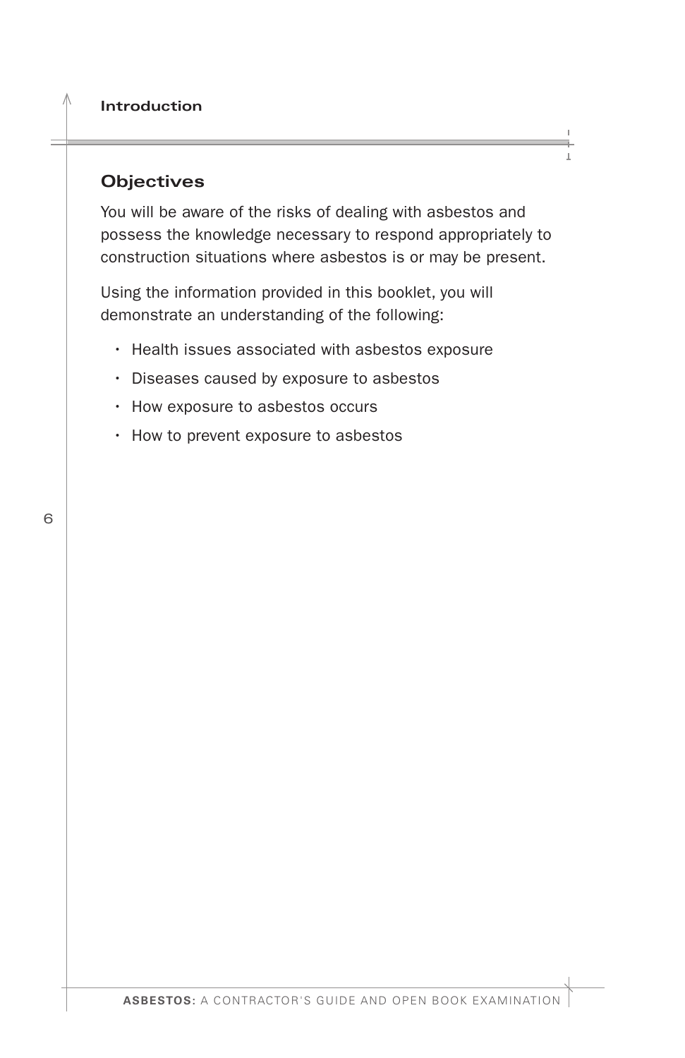## Objectives

You will be aware of the risks of dealing with asbestos and possess the knowledge necessary to respond appropriately to construction situations where asbestos is or may be present.

Using the information provided in this booklet, you will demonstrate an understanding of the following:

- Health issues associated with asbestos exposure
- Diseases caused by exposure to asbestos
- How exposure to asbestos occurs
- How to prevent exposure to asbestos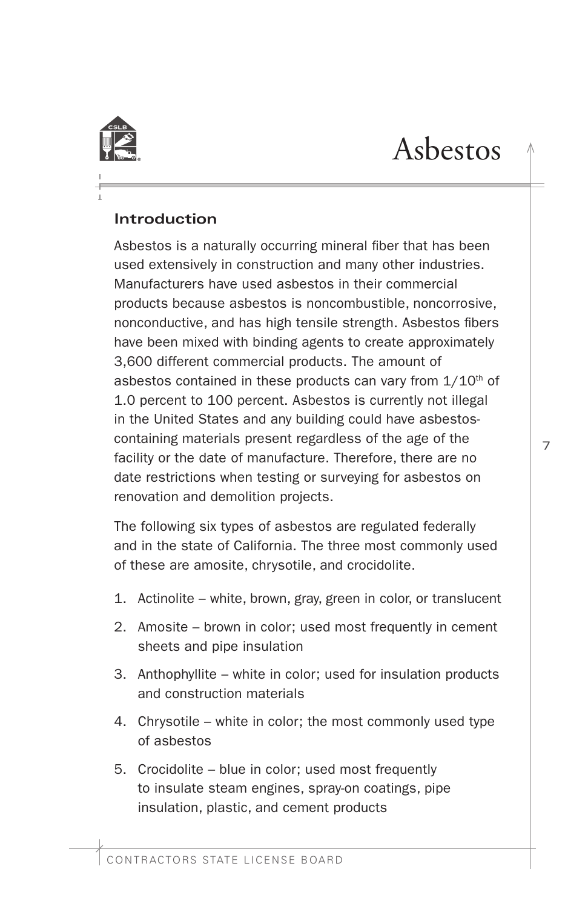# Asbestos

## Introduction

Asbestos is a naturally occurring mineral fiber that has been used extensively in construction and many other industries. Manufacturers have used asbestos in their commercial products because asbestos is noncombustible, noncorrosive, nonconductive, and has high tensile strength. Asbestos fibers have been mixed with binding agents to create approximately 3,600 different commercial products. The amount of asbestos contained in these products can vary from 1/10th of 1.0 percent to 100 percent. Asbestos is currently not illegal in the United States and any building could have asbestos-containing materials present regardless of the age of the facility or the date of manufacture. Therefore, there are no date restrictions when testing or surveying for asbestos on renovation and demolition projects.

The following six types of asbestos are regulated federally and in the state of California. The three most commonly used of these are amosite, chrysotile, and crocidolite.

1. Actinolite – white, brown, gray, green in color, or translucent
2. Amosite – brown in color; used most frequently in cement sheets and pipe insulation
3. Anthophyllite – white in color; used for insulation products and construction materials
4. Chrysotile – white in color; the most commonly used type of asbestos
5. Crocidolite – blue in color; used most frequently to insulate steam engines, spray-on coatings, pipe insulation, plastic, and cement products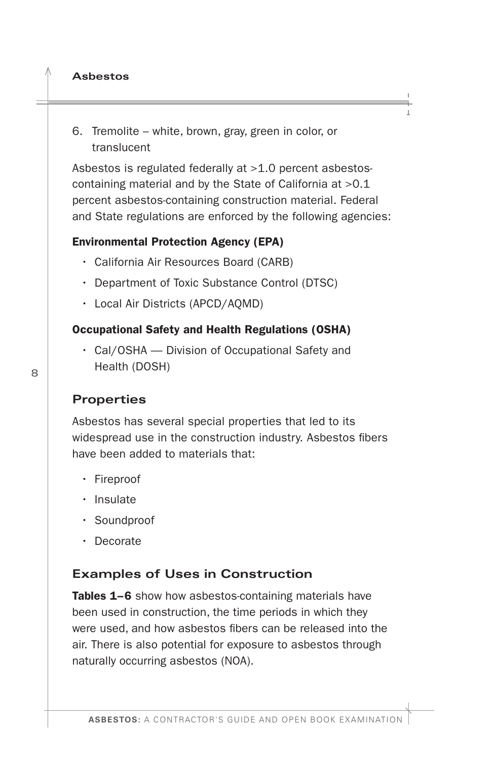6. Tremolite – white, brown, gray, green in color, or translucent

Asbestos is regulated federally at >1.0 percent asbestos-containing material and by the State of California at >0.1 percent asbestos-containing construction material. Federal and State regulations are enforced by the following agencies:

**Environmental Protection Agency (EPA)**

- California Air Resources Board (CARB)
- Department of Toxic Substance Control (DTSC)
- Local Air Districts (APCD/AQMD)

**Occupational Safety and Health Regulations (OSHA)**

- Cal/OSHA — Division of Occupational Safety and Health (DOSH)

## Properties

Asbestos has several special properties that led to its widespread use in the construction industry. Asbestos fibers have been added to materials that:

- Fireproof
- Insulate
- Soundproof
- Decorate

## Examples of Uses in Construction

**Tables 1–6** show how asbestos-containing materials have been used in construction, the time periods in which they were used, and how asbestos fibers can be released into the air. There is also potential for exposure to asbestos through naturally occurring asbestos (NOA).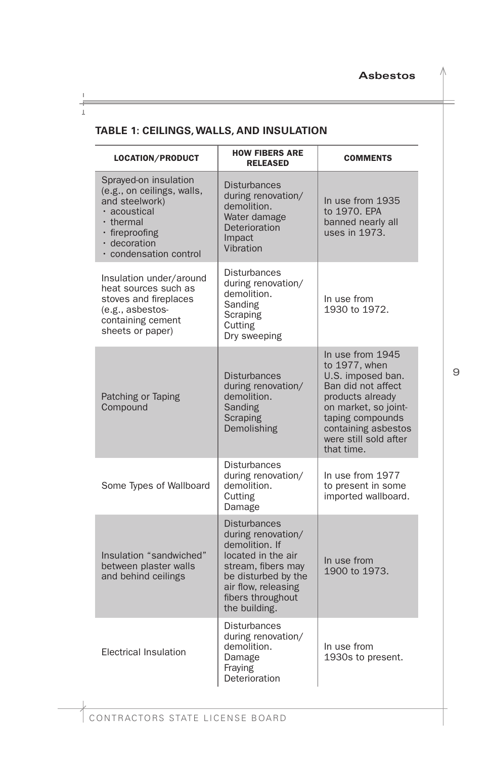## TABLE 1: CEILINGS, WALLS, AND INSULATION

| LOCATION/PRODUCT | HOW FIBERS ARE RELEASED | COMMENTS |
|---|---|---|
| Sprayed-on insulation (e.g., on ceilings, walls, and steelwork)<br>· acoustical<br>· thermal<br>· fireproofing<br>· decoration<br>· condensation control | Disturbances during renovation/ demolition.<br>Water damage<br>Deterioration<br>Impact<br>Vibration | In use from 1935 to 1970. EPA banned nearly all uses in 1973. |
| Insulation under/around heat sources such as stoves and fireplaces (e.g., asbestos-containing cement sheets or paper) | Disturbances during renovation/ demolition.<br>Sanding<br>Scraping<br>Cutting<br>Dry sweeping | In use from 1930 to 1972. |
| Patching or Taping Compound | Disturbances during renovation/ demolition.<br>Sanding<br>Scraping<br>Demolishing | In use from 1945 to 1977, when U.S. imposed ban. Ban did not affect products already on market, so joint-taping compounds containing asbestos were still sold after that time. |
| Some Types of Wallboard | Disturbances during renovation/ demolition.<br>Cutting<br>Damage | In use from 1977 to present in some imported wallboard. |
| Insulation "sandwiched" between plaster walls and behind ceilings | Disturbances during renovation/ demolition. If located in the air stream, fibers may be disturbed by the air flow, releasing fibers throughout the building. | In use from 1900 to 1973. |
| Electrical Insulation | Disturbances during renovation/ demolition.<br>Damage<br>Fraying<br>Deterioration | In use from 1930s to present. |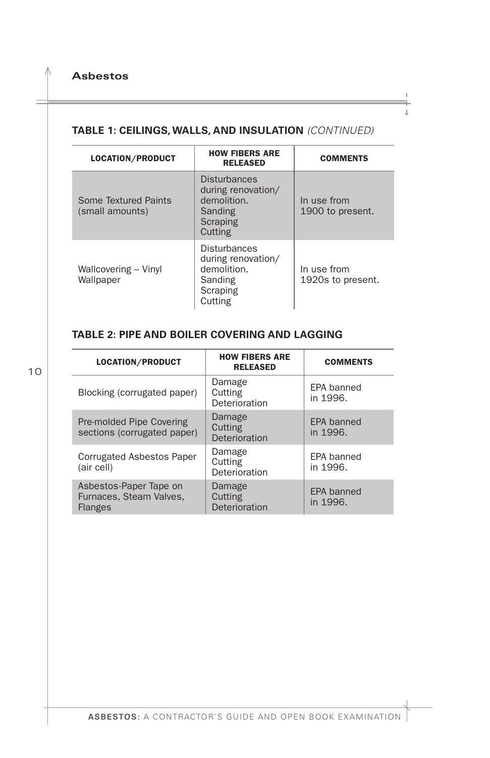### TABLE 1: CEILINGS, WALLS, AND INSULATION *(CONTINUED)*

| LOCATION/PRODUCT | HOW FIBERS ARE RELEASED | COMMENTS |
|---|---|---|
| Some Textured Paints (small amounts) | Disturbances during renovation/ demolition. Sanding Scraping Cutting | In use from 1900 to present. |
| Wallcovering – Vinyl Wallpaper | Disturbances during renovation/ demolition. Sanding Scraping Cutting | In use from 1920s to present. |

### TABLE 2: PIPE AND BOILER COVERING AND LAGGING

| LOCATION/PRODUCT | HOW FIBERS ARE RELEASED | COMMENTS |
|---|---|---|
| Blocking (corrugated paper) | Damage Cutting Deterioration | EPA banned in 1996. |
| Pre-molded Pipe Covering sections (corrugated paper) | Damage Cutting Deterioration | EPA banned in 1996. |
| Corrugated Asbestos Paper (air cell) | Damage Cutting Deterioration | EPA banned in 1996. |
| Asbestos-Paper Tape on Furnaces, Steam Valves, Flanges | Damage Cutting Deterioration | EPA banned in 1996. |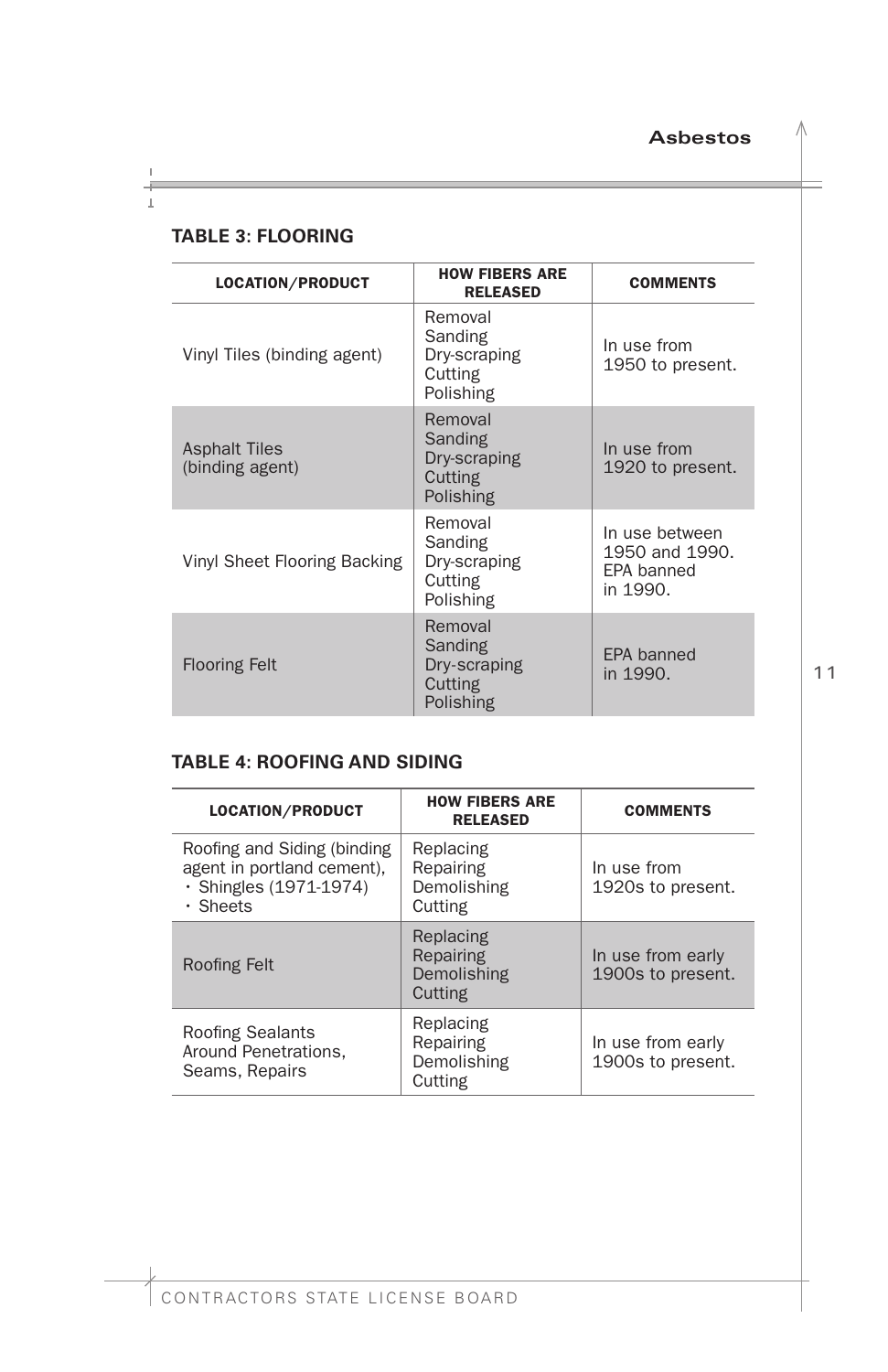### TABLE 3: FLOORING

| LOCATION/PRODUCT | HOW FIBERS ARE RELEASED | COMMENTS |
|---|---|---|
| Vinyl Tiles (binding agent) | Removal<br>Sanding<br>Dry-scraping<br>Cutting<br>Polishing | In use from 1950 to present. |
| Asphalt Tiles (binding agent) | Removal<br>Sanding<br>Dry-scraping<br>Cutting<br>Polishing | In use from 1920 to present. |
| Vinyl Sheet Flooring Backing | Removal<br>Sanding<br>Dry-scraping<br>Cutting<br>Polishing | In use between 1950 and 1990. EPA banned in 1990. |
| Flooring Felt | Removal<br>Sanding<br>Dry-scraping<br>Cutting<br>Polishing | EPA banned in 1990. |

### TABLE 4: ROOFING AND SIDING

| LOCATION/PRODUCT | HOW FIBERS ARE RELEASED | COMMENTS |
|---|---|---|
| Roofing and Siding (binding agent in portland cement),<br>• Shingles (1971-1974)<br>• Sheets | Replacing<br>Repairing<br>Demolishing<br>Cutting | In use from 1920s to present. |
| Roofing Felt | Replacing<br>Repairing<br>Demolishing<br>Cutting | In use from early 1900s to present. |
| Roofing Sealants Around Penetrations, Seams, Repairs | Replacing<br>Repairing<br>Demolishing<br>Cutting | In use from early 1900s to present. |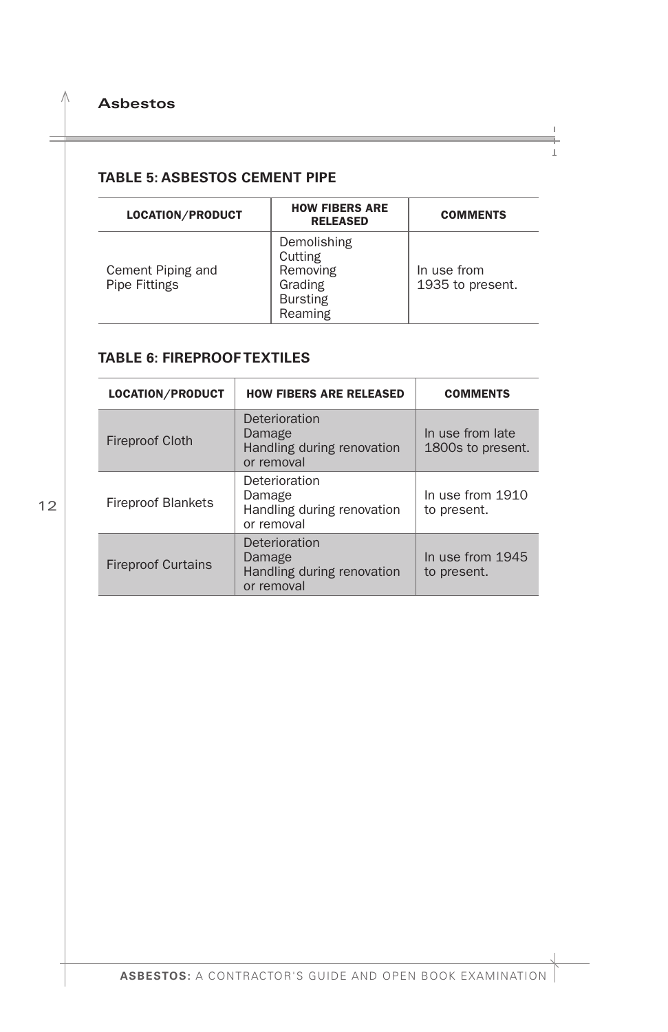## TABLE 5: ASBESTOS CEMENT PIPE

| LOCATION/PRODUCT | HOW FIBERS ARE RELEASED | COMMENTS |
|---|---|---|
| Cement Piping and Pipe Fittings | Demolishing<br>Cutting<br>Removing<br>Grading<br>Bursting<br>Reaming | In use from 1935 to present. |

## TABLE 6: FIREPROOF TEXTILES

| LOCATION/PRODUCT | HOW FIBERS ARE RELEASED | COMMENTS |
|---|---|---|
| Fireproof Cloth | Deterioration<br>Damage<br>Handling during renovation or removal | In use from late 1800s to present. |
| Fireproof Blankets | Deterioration<br>Damage<br>Handling during renovation or removal | In use from 1910 to present. |
| Fireproof Curtains | Deterioration<br>Damage<br>Handling during renovation or removal | In use from 1945 to present. |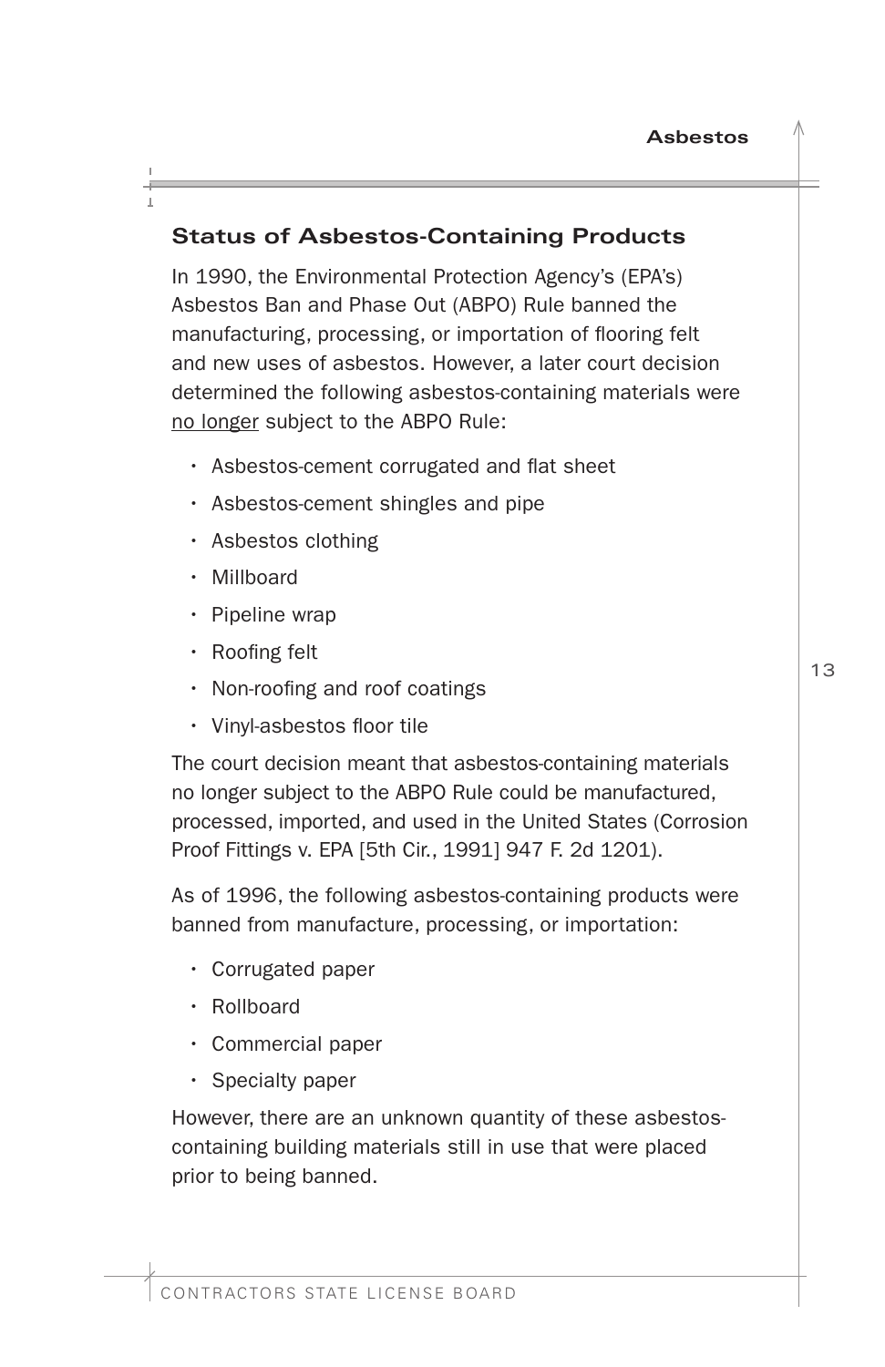## Status of Asbestos-Containing Products

In 1990, the Environmental Protection Agency's (EPA's) Asbestos Ban and Phase Out (ABPO) Rule banned the manufacturing, processing, or importation of flooring felt and new uses of asbestos. However, a later court decision determined the following asbestos-containing materials were <u>no longer</u> subject to the ABPO Rule:

- Asbestos-cement corrugated and flat sheet
- Asbestos-cement shingles and pipe
- Asbestos clothing
- Millboard
- Pipeline wrap
- Roofing felt
- Non-roofing and roof coatings
- Vinyl-asbestos floor tile

The court decision meant that asbestos-containing materials no longer subject to the ABPO Rule could be manufactured, processed, imported, and used in the United States (Corrosion Proof Fittings v. EPA [5th Cir., 1991] 947 F. 2d 1201).

As of 1996, the following asbestos-containing products were banned from manufacture, processing, or importation:

- Corrugated paper
- Rollboard
- Commercial paper
- Specialty paper

However, there are an unknown quantity of these asbestos-containing building materials still in use that were placed prior to being banned.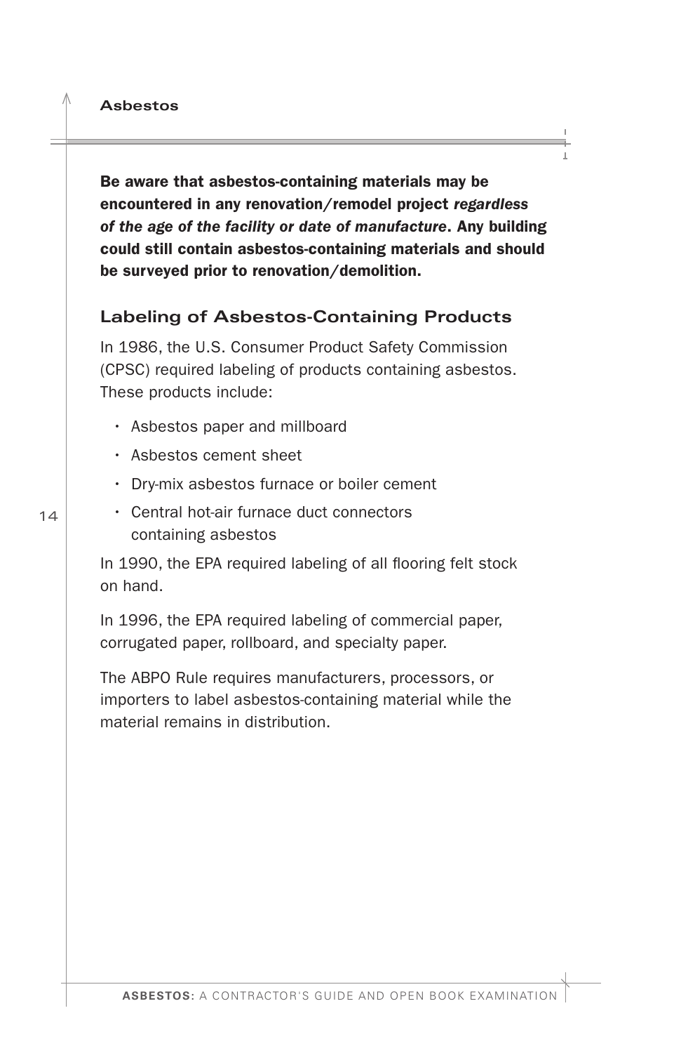**Be aware that asbestos-containing materials may be encountered in any renovation/remodel project *regardless of the age of the facility or date of manufacture*. Any building could still contain asbestos-containing materials and should be surveyed prior to renovation/demolition.**

## Labeling of Asbestos-Containing Products

In 1986, the U.S. Consumer Product Safety Commission (CPSC) required labeling of products containing asbestos. These products include:

- Asbestos paper and millboard
- Asbestos cement sheet
- Dry-mix asbestos furnace or boiler cement
- Central hot-air furnace duct connectors containing asbestos

In 1990, the EPA required labeling of all flooring felt stock on hand.

In 1996, the EPA required labeling of commercial paper, corrugated paper, rollboard, and specialty paper.

The ABPO Rule requires manufacturers, processors, or importers to label asbestos-containing material while the material remains in distribution.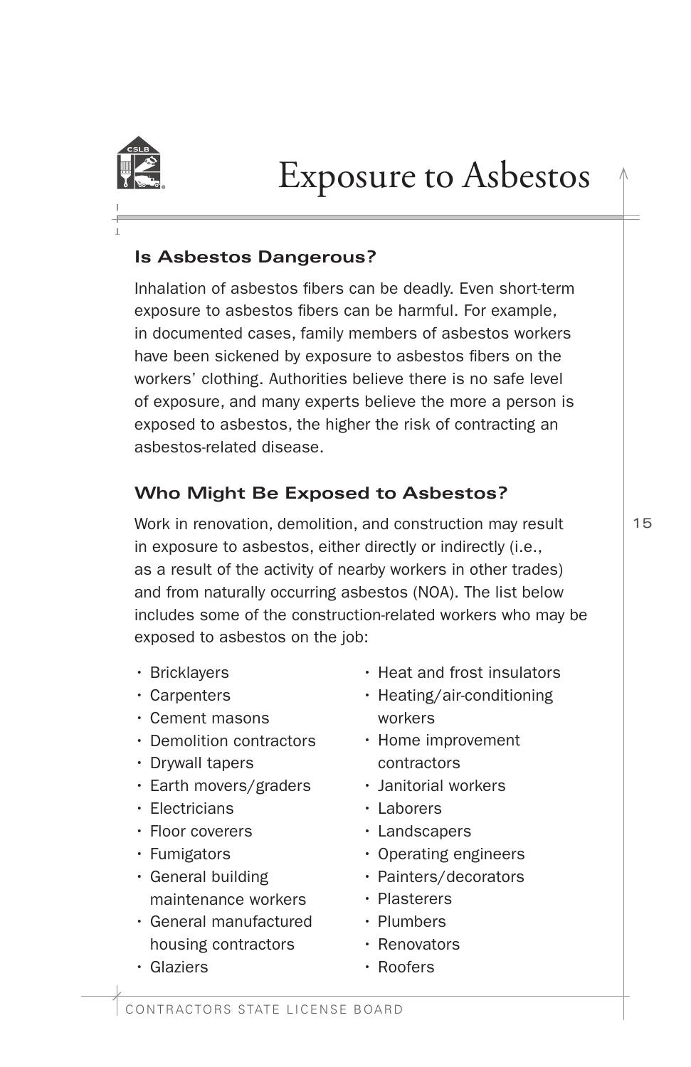# Exposure to Asbestos

## Is Asbestos Dangerous?

Inhalation of asbestos fibers can be deadly. Even short-term exposure to asbestos fibers can be harmful. For example, in documented cases, family members of asbestos workers have been sickened by exposure to asbestos fibers on the workers' clothing. Authorities believe there is no safe level of exposure, and many experts believe the more a person is exposed to asbestos, the higher the risk of contracting an asbestos-related disease.

## Who Might Be Exposed to Asbestos?

Work in renovation, demolition, and construction may result in exposure to asbestos, either directly or indirectly (i.e., as a result of the activity of nearby workers in other trades) and from naturally occurring asbestos (NOA). The list below includes some of the construction-related workers who may be exposed to asbestos on the job:

- Bricklayers
- Carpenters
- Cement masons
- Demolition contractors
- Drywall tapers
- Earth movers/graders
- Electricians
- Floor coverers
- Fumigators
- General building maintenance workers
- General manufactured housing contractors
- Glaziers
- Heat and frost insulators
- Heating/air-conditioning workers
- Home improvement contractors
- Janitorial workers
- Laborers
- Landscapers
- Operating engineers
- Painters/decorators
- Plasterers
- Plumbers
- Renovators
- Roofers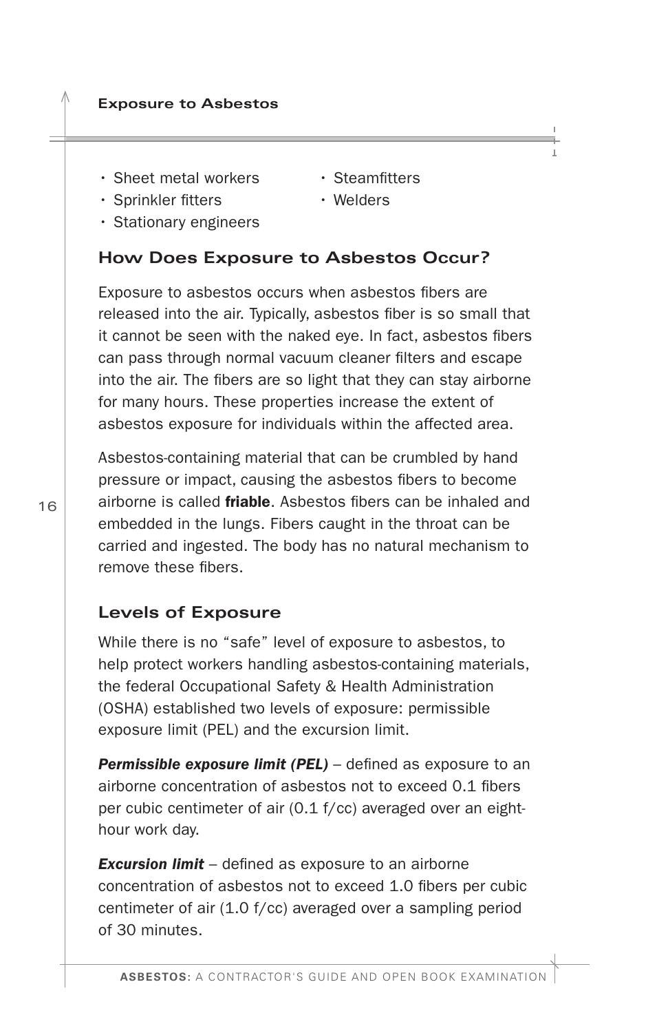- Sheet metal workers
- Sprinkler fitters
- Stationary engineers
- Steamfitters
- Welders

### How Does Exposure to Asbestos Occur?

Exposure to asbestos occurs when asbestos fibers are released into the air. Typically, asbestos fiber is so small that it cannot be seen with the naked eye. In fact, asbestos fibers can pass through normal vacuum cleaner filters and escape into the air. The fibers are so light that they can stay airborne for many hours. These properties increase the extent of asbestos exposure for individuals within the affected area.

Asbestos-containing material that can be crumbled by hand pressure or impact, causing the asbestos fibers to become airborne is called **friable**. Asbestos fibers can be inhaled and embedded in the lungs. Fibers caught in the throat can be carried and ingested. The body has no natural mechanism to remove these fibers.

### Levels of Exposure

While there is no "safe" level of exposure to asbestos, to help protect workers handling asbestos-containing materials, the federal Occupational Safety & Health Administration (OSHA) established two levels of exposure: permissible exposure limit (PEL) and the excursion limit.

***Permissible exposure limit (PEL)*** – defined as exposure to an airborne concentration of asbestos not to exceed 0.1 fibers per cubic centimeter of air (0.1 f/cc) averaged over an eight-hour work day.

***Excursion limit*** – defined as exposure to an airborne concentration of asbestos not to exceed 1.0 fibers per cubic centimeter of air (1.0 f/cc) averaged over a sampling period of 30 minutes.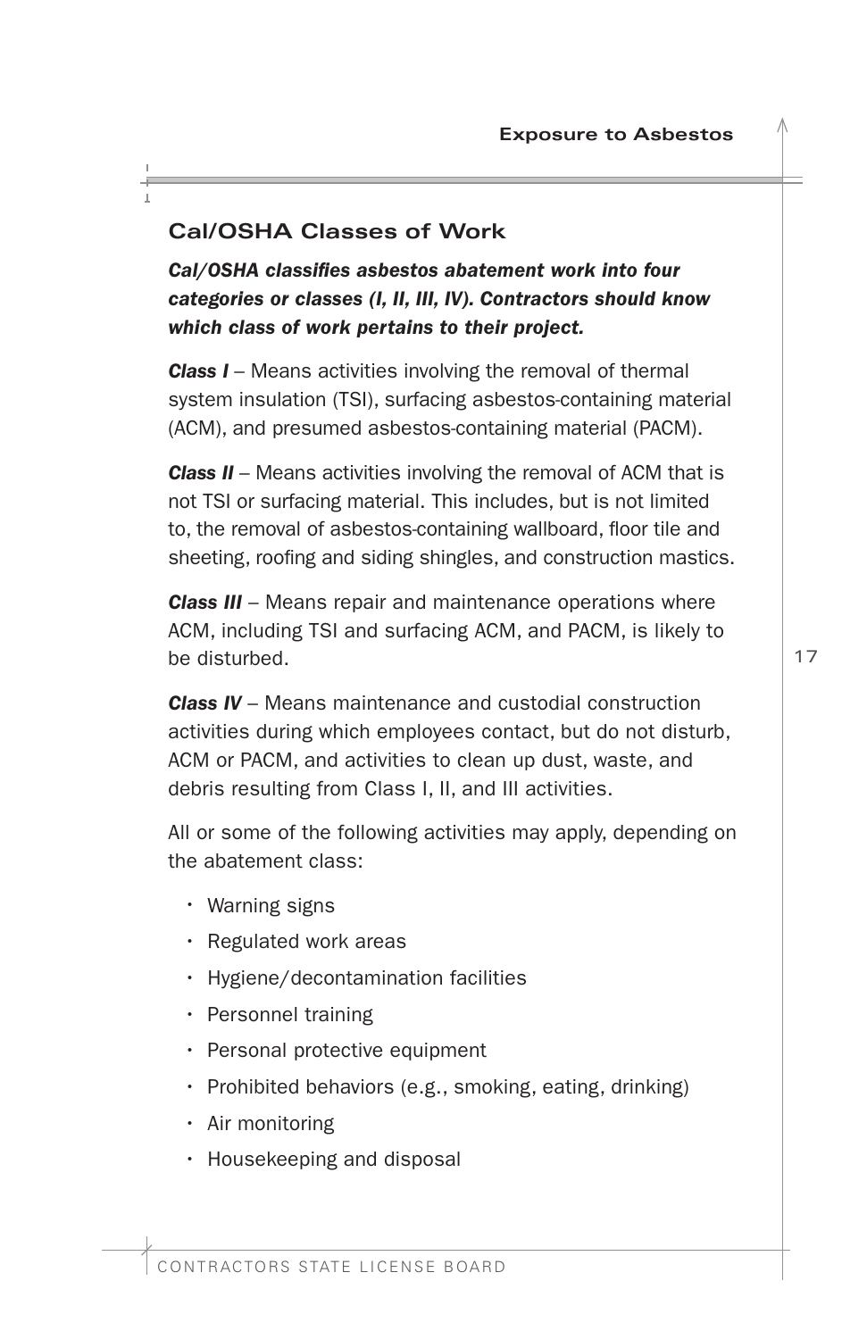## Cal/OSHA Classes of Work

***Cal/OSHA classifies asbestos abatement work into four categories or classes (I, II, III, IV). Contractors should know which class of work pertains to their project.***

***Class I*** – Means activities involving the removal of thermal system insulation (TSI), surfacing asbestos-containing material (ACM), and presumed asbestos-containing material (PACM).

***Class II*** – Means activities involving the removal of ACM that is not TSI or surfacing material. This includes, but is not limited to, the removal of asbestos-containing wallboard, floor tile and sheeting, roofing and siding shingles, and construction mastics.

***Class III*** – Means repair and maintenance operations where ACM, including TSI and surfacing ACM, and PACM, is likely to be disturbed.

***Class IV*** – Means maintenance and custodial construction activities during which employees contact, but do not disturb, ACM or PACM, and activities to clean up dust, waste, and debris resulting from Class I, II, and III activities.

All or some of the following activities may apply, depending on the abatement class:

- Warning signs
- Regulated work areas
- Hygiene/decontamination facilities
- Personnel training
- Personal protective equipment
- Prohibited behaviors (e.g., smoking, eating, drinking)
- Air monitoring
- Housekeeping and disposal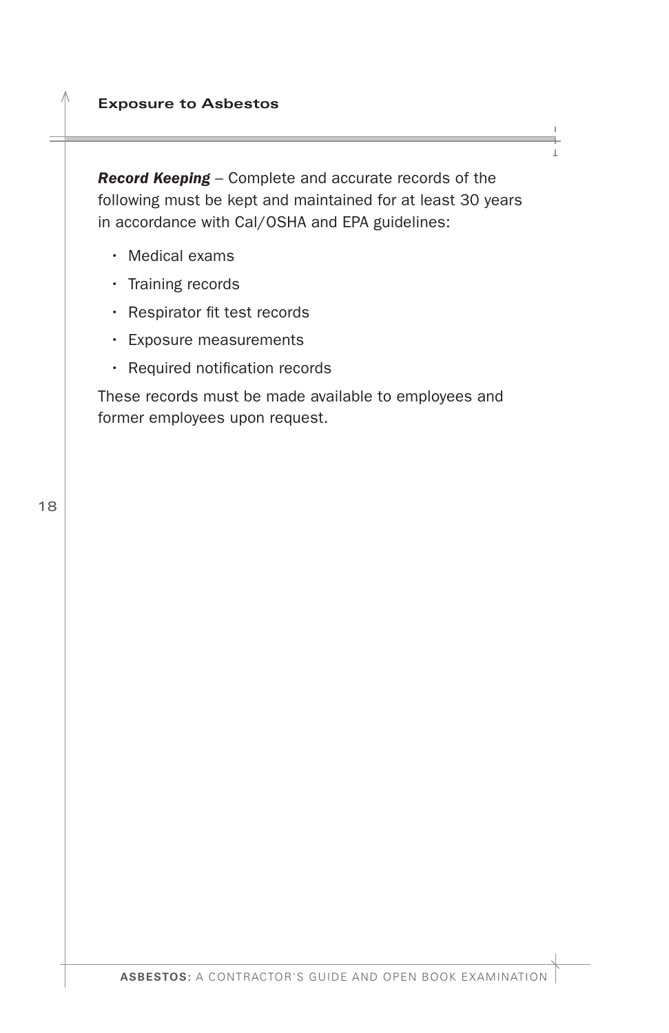***Record Keeping*** – Complete and accurate records of the following must be kept and maintained for at least 30 years in accordance with Cal/OSHA and EPA guidelines:

- Medical exams
- Training records
- Respirator fit test records
- Exposure measurements
- Required notification records

These records must be made available to employees and former employees upon request.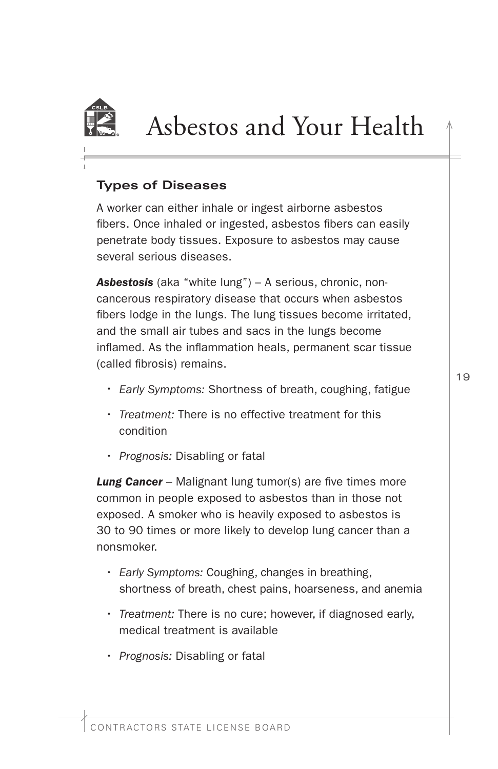# Asbestos and Your Health

## Types of Diseases

A worker can either inhale or ingest airborne asbestos fibers. Once inhaled or ingested, asbestos fibers can easily penetrate body tissues. Exposure to asbestos may cause several serious diseases.

***Asbestosis*** (aka "white lung") – A serious, chronic, non-cancerous respiratory disease that occurs when asbestos fibers lodge in the lungs. The lung tissues become irritated, and the small air tubes and sacs in the lungs become inflamed. As the inflammation heals, permanent scar tissue (called fibrosis) remains.

- *Early Symptoms:* Shortness of breath, coughing, fatigue
- *Treatment:* There is no effective treatment for this condition
- *Prognosis:* Disabling or fatal

***Lung Cancer*** – Malignant lung tumor(s) are five times more common in people exposed to asbestos than in those not exposed. A smoker who is heavily exposed to asbestos is 30 to 90 times or more likely to develop lung cancer than a nonsmoker.

- *Early Symptoms:* Coughing, changes in breathing, shortness of breath, chest pains, hoarseness, and anemia
- *Treatment:* There is no cure; however, if diagnosed early, medical treatment is available
- *Prognosis:* Disabling or fatal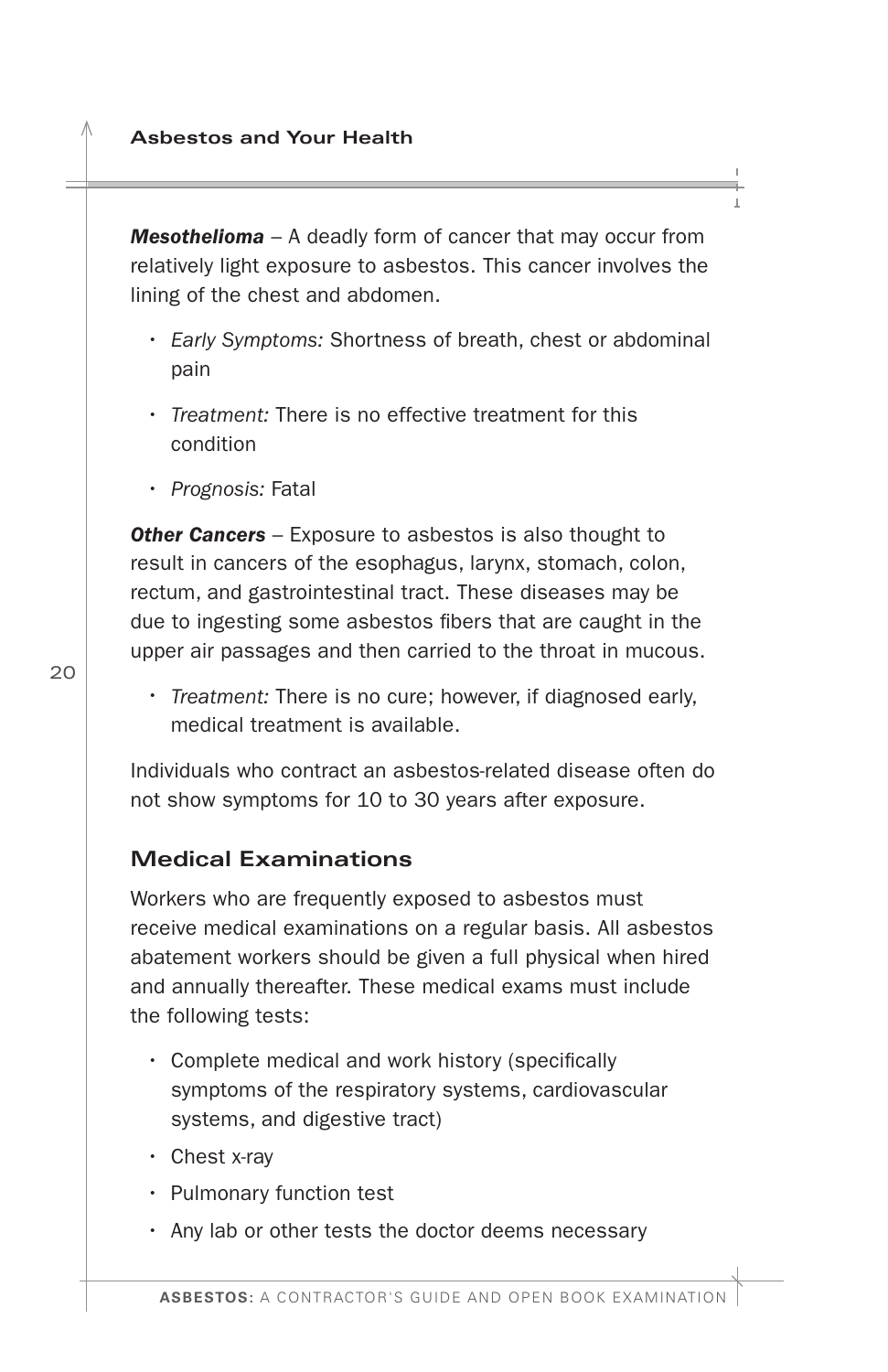***Mesothelioma*** – A deadly form of cancer that may occur from relatively light exposure to asbestos. This cancer involves the lining of the chest and abdomen.

- *Early Symptoms:* Shortness of breath, chest or abdominal pain
- *Treatment:* There is no effective treatment for this condition
- *Prognosis:* Fatal

***Other Cancers*** – Exposure to asbestos is also thought to result in cancers of the esophagus, larynx, stomach, colon, rectum, and gastrointestinal tract. These diseases may be due to ingesting some asbestos fibers that are caught in the upper air passages and then carried to the throat in mucous.

- *Treatment:* There is no cure; however, if diagnosed early, medical treatment is available.

Individuals who contract an asbestos-related disease often do not show symptoms for 10 to 30 years after exposure.

## Medical Examinations

Workers who are frequently exposed to asbestos must receive medical examinations on a regular basis. All asbestos abatement workers should be given a full physical when hired and annually thereafter. These medical exams must include the following tests:

- Complete medical and work history (specifically symptoms of the respiratory systems, cardiovascular systems, and digestive tract)
- Chest x-ray
- Pulmonary function test
- Any lab or other tests the doctor deems necessary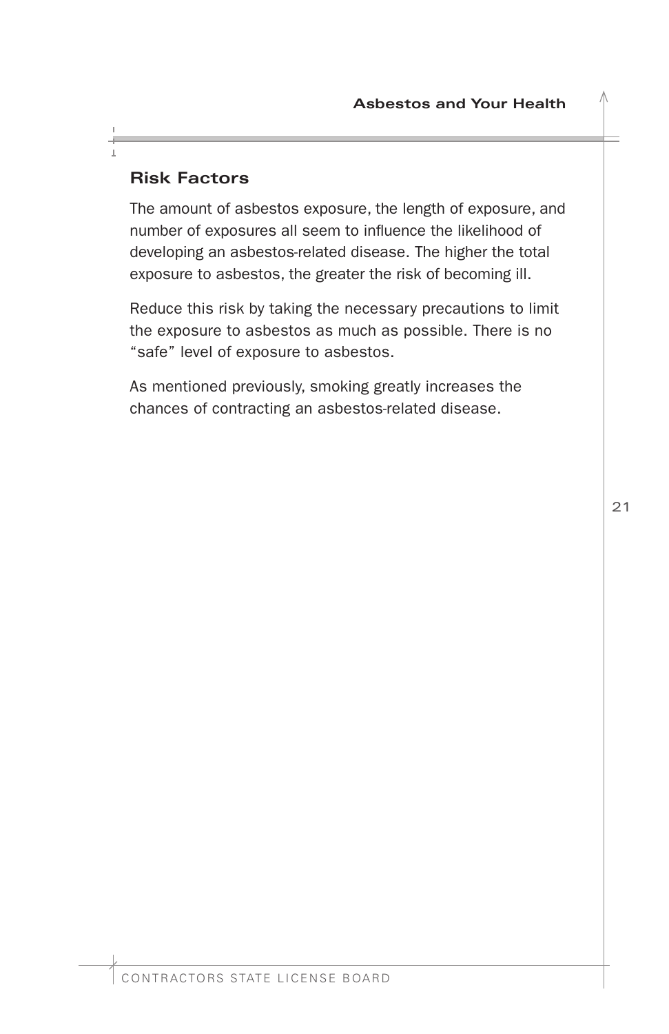## Risk Factors

The amount of asbestos exposure, the length of exposure, and number of exposures all seem to influence the likelihood of developing an asbestos-related disease. The higher the total exposure to asbestos, the greater the risk of becoming ill.

Reduce this risk by taking the necessary precautions to limit the exposure to asbestos as much as possible. There is no “safe” level of exposure to asbestos.

As mentioned previously, smoking greatly increases the chances of contracting an asbestos-related disease.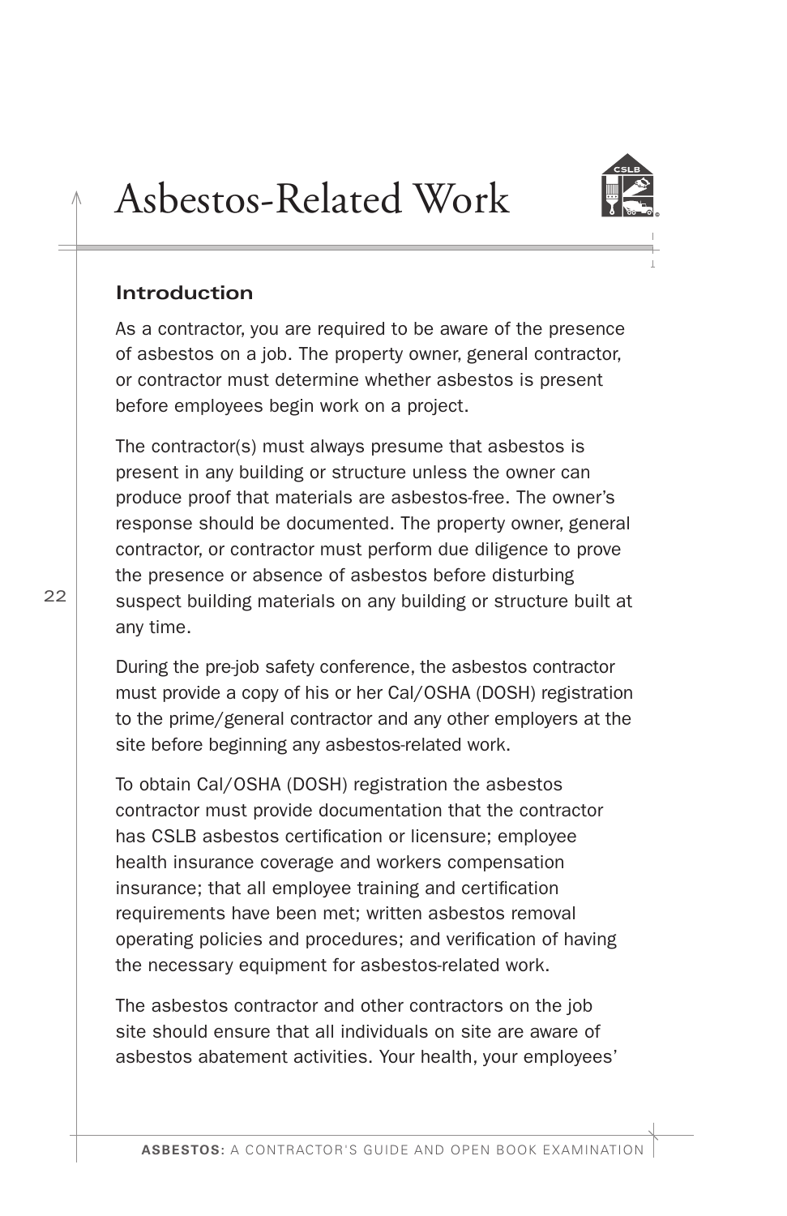# Asbestos-Related Work

## Introduction

As a contractor, you are required to be aware of the presence of asbestos on a job. The property owner, general contractor, or contractor must determine whether asbestos is present before employees begin work on a project.

The contractor(s) must always presume that asbestos is present in any building or structure unless the owner can produce proof that materials are asbestos-free. The owner's response should be documented. The property owner, general contractor, or contractor must perform due diligence to prove the presence or absence of asbestos before disturbing suspect building materials on any building or structure built at any time.

During the pre-job safety conference, the asbestos contractor must provide a copy of his or her Cal/OSHA (DOSH) registration to the prime/general contractor and any other employers at the site before beginning any asbestos-related work.

To obtain Cal/OSHA (DOSH) registration the asbestos contractor must provide documentation that the contractor has CSLB asbestos certification or licensure; employee health insurance coverage and workers compensation insurance; that all employee training and certification requirements have been met; written asbestos removal operating policies and procedures; and verification of having the necessary equipment for asbestos-related work.

The asbestos contractor and other contractors on the job site should ensure that all individuals on site are aware of asbestos abatement activities. Your health, your employees'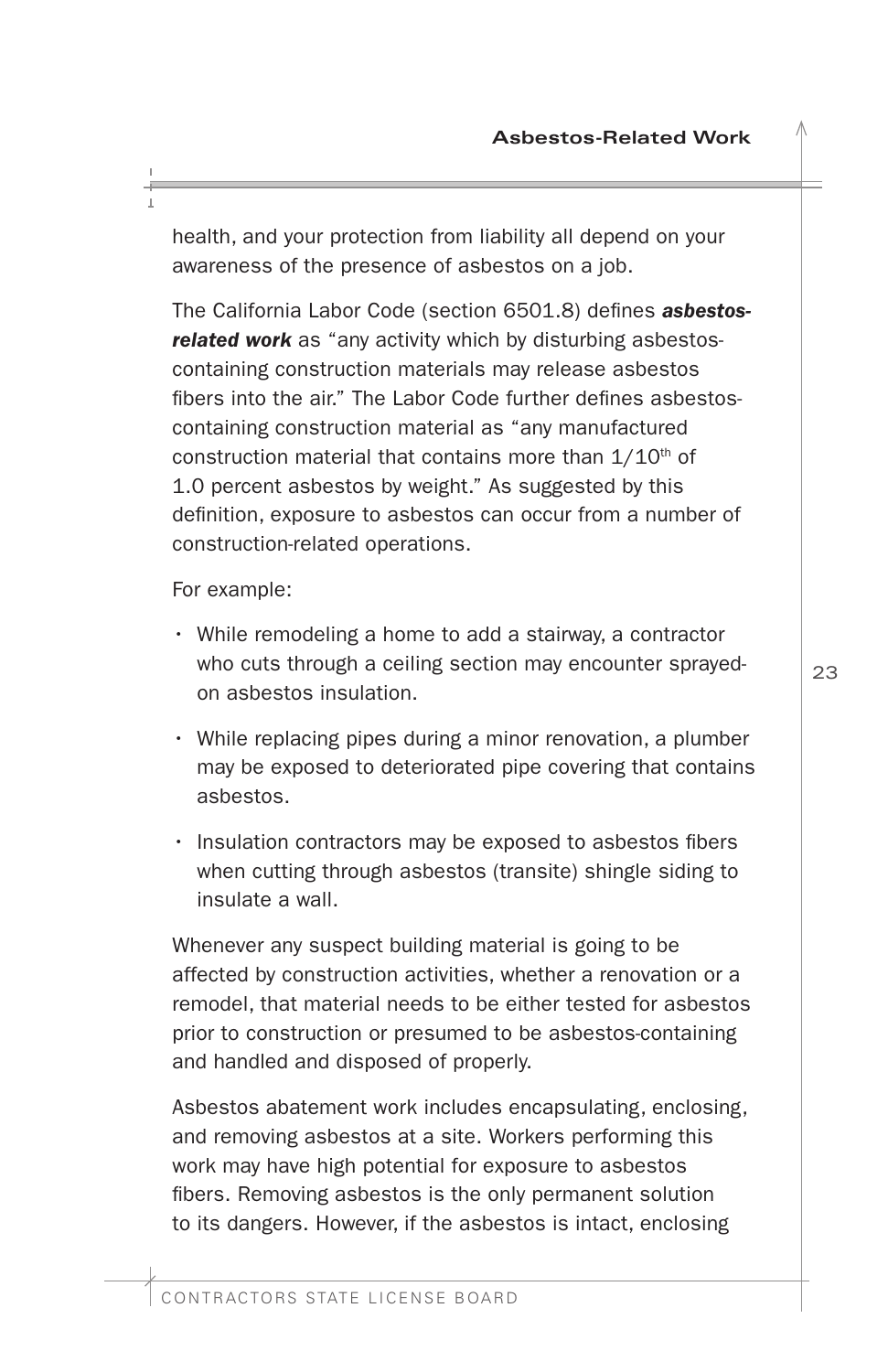health, and your protection from liability all depend on your awareness of the presence of asbestos on a job.

The California Labor Code (section 6501.8) defines ***asbestos-related work*** as "any activity which by disturbing asbestos-containing construction materials may release asbestos fibers into the air." The Labor Code further defines asbestos-containing construction material as "any manufactured construction material that contains more than 1/10th of 1.0 percent asbestos by weight." As suggested by this definition, exposure to asbestos can occur from a number of construction-related operations.

For example:

- While remodeling a home to add a stairway, a contractor who cuts through a ceiling section may encounter sprayed-on asbestos insulation.
- While replacing pipes during a minor renovation, a plumber may be exposed to deteriorated pipe covering that contains asbestos.
- Insulation contractors may be exposed to asbestos fibers when cutting through asbestos (transite) shingle siding to insulate a wall.

Whenever any suspect building material is going to be affected by construction activities, whether a renovation or a remodel, that material needs to be either tested for asbestos prior to construction or presumed to be asbestos-containing and handled and disposed of properly.

Asbestos abatement work includes encapsulating, enclosing, and removing asbestos at a site. Workers performing this work may have high potential for exposure to asbestos fibers. Removing asbestos is the only permanent solution to its dangers. However, if the asbestos is intact, enclosing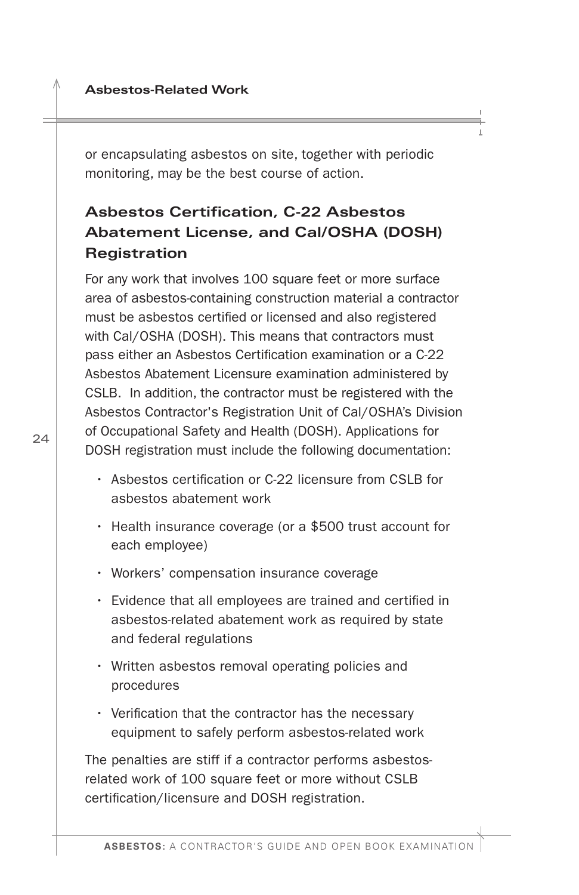or encapsulating asbestos on site, together with periodic monitoring, may be the best course of action.

## Asbestos Certification, C-22 Asbestos Abatement License, and Cal/OSHA (DOSH) Registration

For any work that involves 100 square feet or more surface area of asbestos-containing construction material a contractor must be asbestos certified or licensed and also registered with Cal/OSHA (DOSH). This means that contractors must pass either an Asbestos Certification examination or a C-22 Asbestos Abatement Licensure examination administered by CSLB. In addition, the contractor must be registered with the Asbestos Contractor's Registration Unit of Cal/OSHA's Division of Occupational Safety and Health (DOSH). Applications for DOSH registration must include the following documentation:

- Asbestos certification or C-22 licensure from CSLB for asbestos abatement work
- Health insurance coverage (or a $500 trust account for each employee)
- Workers' compensation insurance coverage
- Evidence that all employees are trained and certified in asbestos-related abatement work as required by state and federal regulations
- Written asbestos removal operating policies and procedures
- Verification that the contractor has the necessary equipment to safely perform asbestos-related work

The penalties are stiff if a contractor performs asbestos-related work of 100 square feet or more without CSLB certification/licensure and DOSH registration.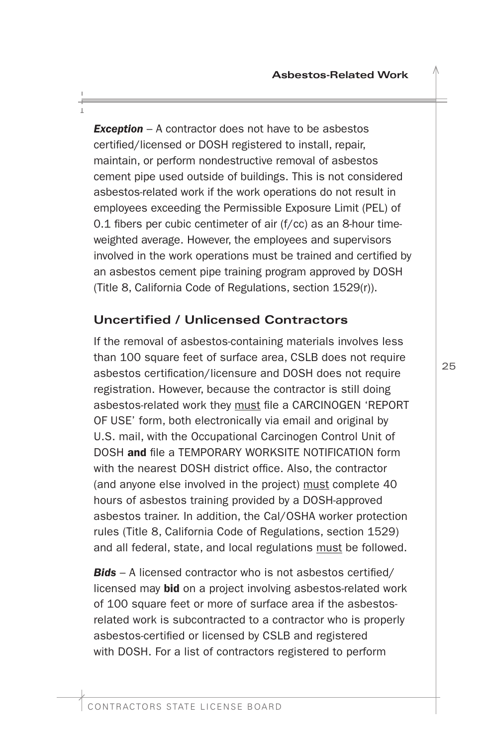***Exception*** – A contractor does not have to be asbestos certified/licensed or DOSH registered to install, repair, maintain, or perform nondestructive removal of asbestos cement pipe used outside of buildings. This is not considered asbestos-related work if the work operations do not result in employees exceeding the Permissible Exposure Limit (PEL) of 0.1 fibers per cubic centimeter of air (f/cc) as an 8-hour time-weighted average. However, the employees and supervisors involved in the work operations must be trained and certified by an asbestos cement pipe training program approved by DOSH (Title 8, California Code of Regulations, section 1529(r)).

## Uncertified / Unlicensed Contractors

If the removal of asbestos-containing materials involves less than 100 square feet of surface area, CSLB does not require asbestos certification/licensure and DOSH does not require registration. However, because the contractor is still doing asbestos-related work they must file a CARCINOGEN 'REPORT OF USE' form, both electronically via email and original by U.S. mail, with the Occupational Carcinogen Control Unit of DOSH **and** file a TEMPORARY WORKSITE NOTIFICATION form with the nearest DOSH district office. Also, the contractor (and anyone else involved in the project) must complete 40 hours of asbestos training provided by a DOSH-approved asbestos trainer. In addition, the Cal/OSHA worker protection rules (Title 8, California Code of Regulations, section 1529) and all federal, state, and local regulations must be followed.

***Bids*** – A licensed contractor who is not asbestos certified/licensed may **bid** on a project involving asbestos-related work of 100 square feet or more of surface area if the asbestos-related work is subcontracted to a contractor who is properly asbestos-certified or licensed by CSLB and registered with DOSH. For a list of contractors registered to perform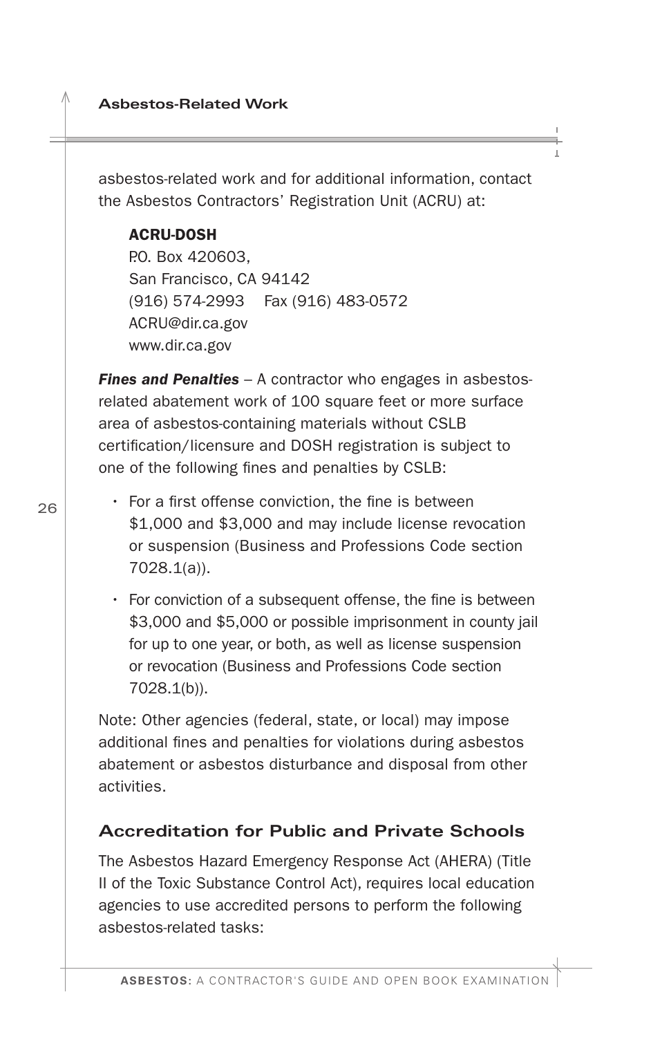asbestos-related work and for additional information, contact the Asbestos Contractors' Registration Unit (ACRU) at:

**ACRU-DOSH**
P.O. Box 420603,
San Francisco, CA 94142
(916) 574-2993    Fax (916) 483-0572
ACRU@dir.ca.gov
www.dir.ca.gov

***Fines and Penalties*** – A contractor who engages in asbestos-related abatement work of 100 square feet or more surface area of asbestos-containing materials without CSLB certification/licensure and DOSH registration is subject to one of the following fines and penalties by CSLB:

- For a first offense conviction, the fine is between $1,000 and $3,000 and may include license revocation or suspension (Business and Professions Code section 7028.1(a)).
- For conviction of a subsequent offense, the fine is between $3,000 and $5,000 or possible imprisonment in county jail for up to one year, or both, as well as license suspension or revocation (Business and Professions Code section 7028.1(b)).

Note: Other agencies (federal, state, or local) may impose additional fines and penalties for violations during asbestos abatement or asbestos disturbance and disposal from other activities.

## Accreditation for Public and Private Schools

The Asbestos Hazard Emergency Response Act (AHERA) (Title II of the Toxic Substance Control Act), requires local education agencies to use accredited persons to perform the following asbestos-related tasks: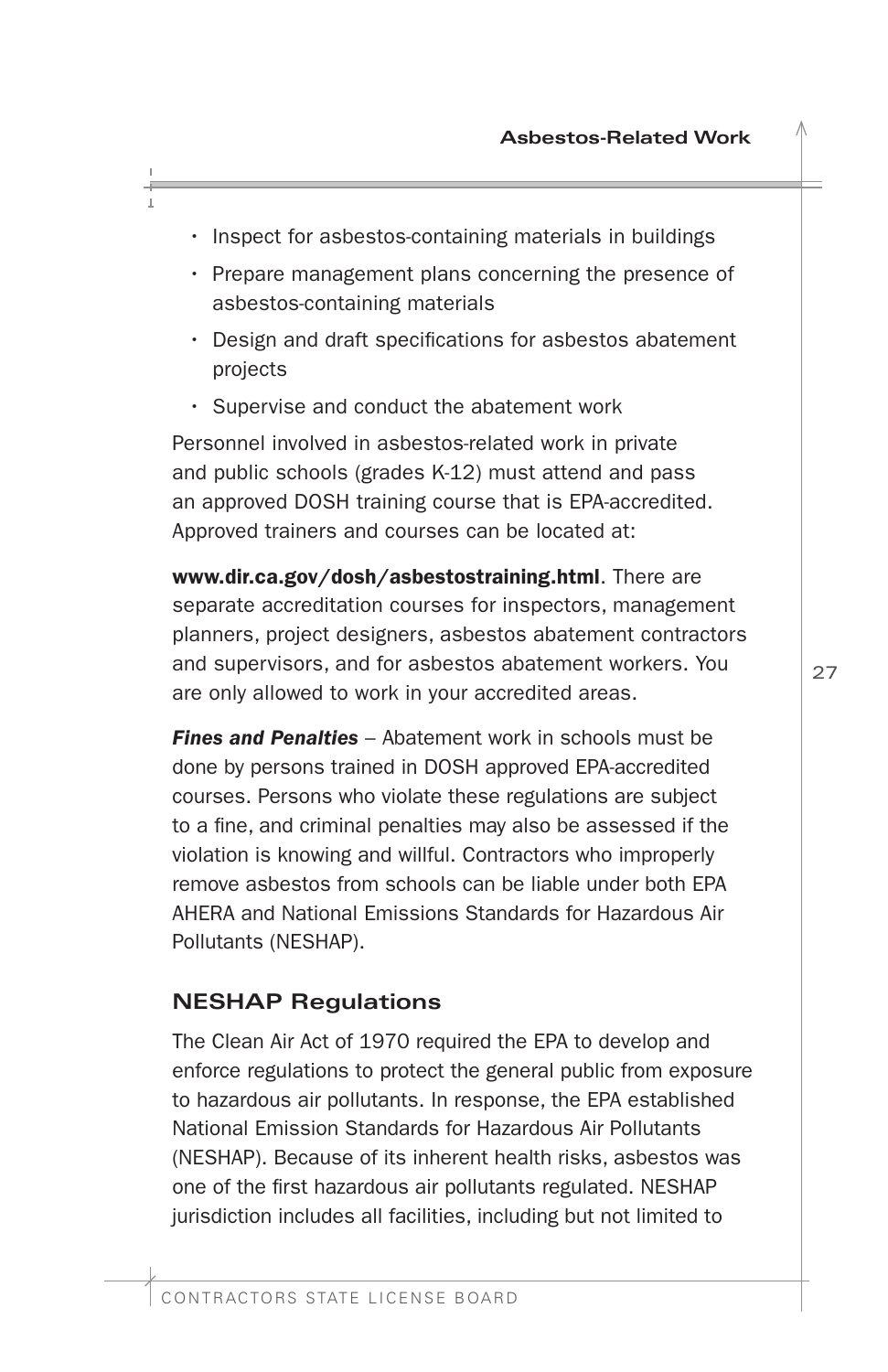- Inspect for asbestos-containing materials in buildings
- Prepare management plans concerning the presence of asbestos-containing materials
- Design and draft specifications for asbestos abatement projects
- Supervise and conduct the abatement work

Personnel involved in asbestos-related work in private and public schools (grades K-12) must attend and pass an approved DOSH training course that is EPA-accredited. Approved trainers and courses can be located at:

**www.dir.ca.gov/dosh/asbestostraining.html**. There are separate accreditation courses for inspectors, management planners, project designers, asbestos abatement contractors and supervisors, and for asbestos abatement workers. You are only allowed to work in your accredited areas.

***Fines and Penalties*** – Abatement work in schools must be done by persons trained in DOSH approved EPA-accredited courses. Persons who violate these regulations are subject to a fine, and criminal penalties may also be assessed if the violation is knowing and willful. Contractors who improperly remove asbestos from schools can be liable under both EPA AHERA and National Emissions Standards for Hazardous Air Pollutants (NESHAP).

## NESHAP Regulations

The Clean Air Act of 1970 required the EPA to develop and enforce regulations to protect the general public from exposure to hazardous air pollutants. In response, the EPA established National Emission Standards for Hazardous Air Pollutants (NESHAP). Because of its inherent health risks, asbestos was one of the first hazardous air pollutants regulated. NESHAP jurisdiction includes all facilities, including but not limited to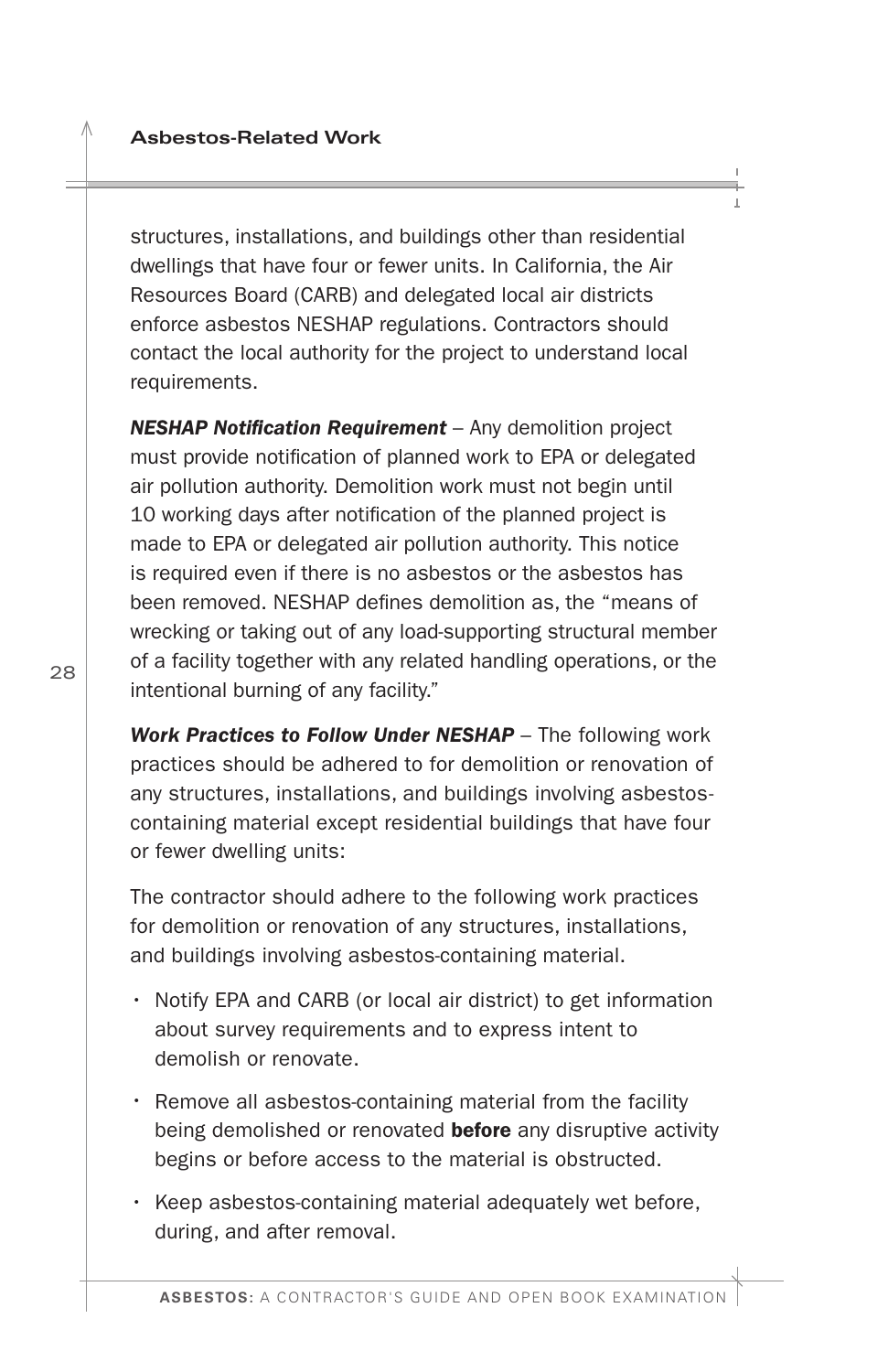structures, installations, and buildings other than residential dwellings that have four or fewer units. In California, the Air Resources Board (CARB) and delegated local air districts enforce asbestos NESHAP regulations. Contractors should contact the local authority for the project to understand local requirements.

***NESHAP Notification Requirement*** – Any demolition project must provide notification of planned work to EPA or delegated air pollution authority. Demolition work must not begin until 10 working days after notification of the planned project is made to EPA or delegated air pollution authority. This notice is required even if there is no asbestos or the asbestos has been removed. NESHAP defines demolition as, the "means of wrecking or taking out of any load-supporting structural member of a facility together with any related handling operations, or the intentional burning of any facility."

***Work Practices to Follow Under NESHAP*** – The following work practices should be adhered to for demolition or renovation of any structures, installations, and buildings involving asbestos-containing material except residential buildings that have four or fewer dwelling units:

The contractor should adhere to the following work practices for demolition or renovation of any structures, installations, and buildings involving asbestos-containing material.

- Notify EPA and CARB (or local air district) to get information about survey requirements and to express intent to demolish or renovate.
- Remove all asbestos-containing material from the facility being demolished or renovated **before** any disruptive activity begins or before access to the material is obstructed.
- Keep asbestos-containing material adequately wet before, during, and after removal.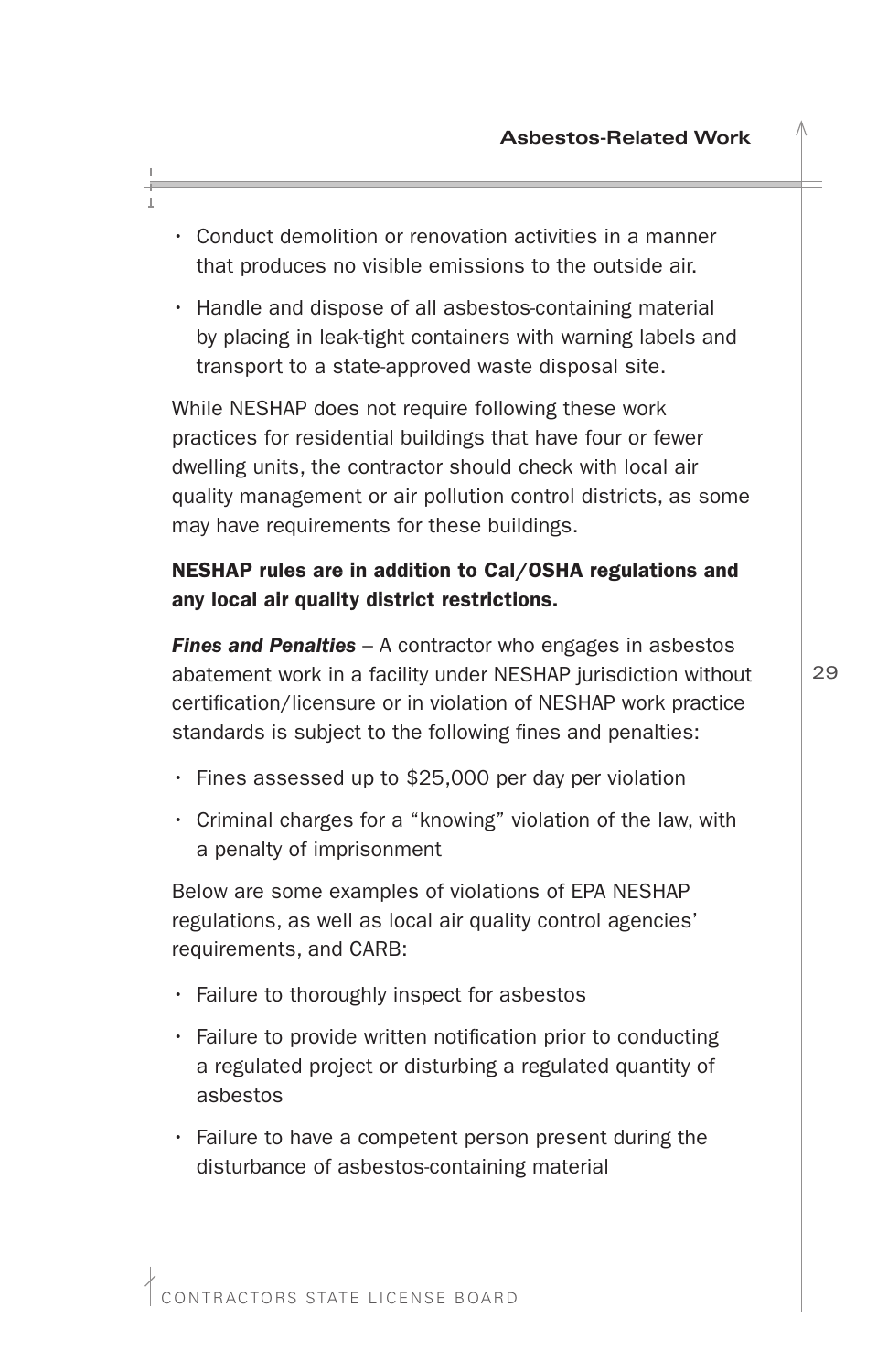- Conduct demolition or renovation activities in a manner that produces no visible emissions to the outside air.
- Handle and dispose of all asbestos-containing material by placing in leak-tight containers with warning labels and transport to a state-approved waste disposal site.

While NESHAP does not require following these work practices for residential buildings that have four or fewer dwelling units, the contractor should check with local air quality management or air pollution control districts, as some may have requirements for these buildings.

**NESHAP rules are in addition to Cal/OSHA regulations and any local air quality district restrictions.**

***Fines and Penalties*** – A contractor who engages in asbestos abatement work in a facility under NESHAP jurisdiction without certification/licensure or in violation of NESHAP work practice standards is subject to the following fines and penalties:

- Fines assessed up to $25,000 per day per violation
- Criminal charges for a "knowing" violation of the law, with a penalty of imprisonment

Below are some examples of violations of EPA NESHAP regulations, as well as local air quality control agencies' requirements, and CARB:

- Failure to thoroughly inspect for asbestos
- Failure to provide written notification prior to conducting a regulated project or disturbing a regulated quantity of asbestos
- Failure to have a competent person present during the disturbance of asbestos-containing material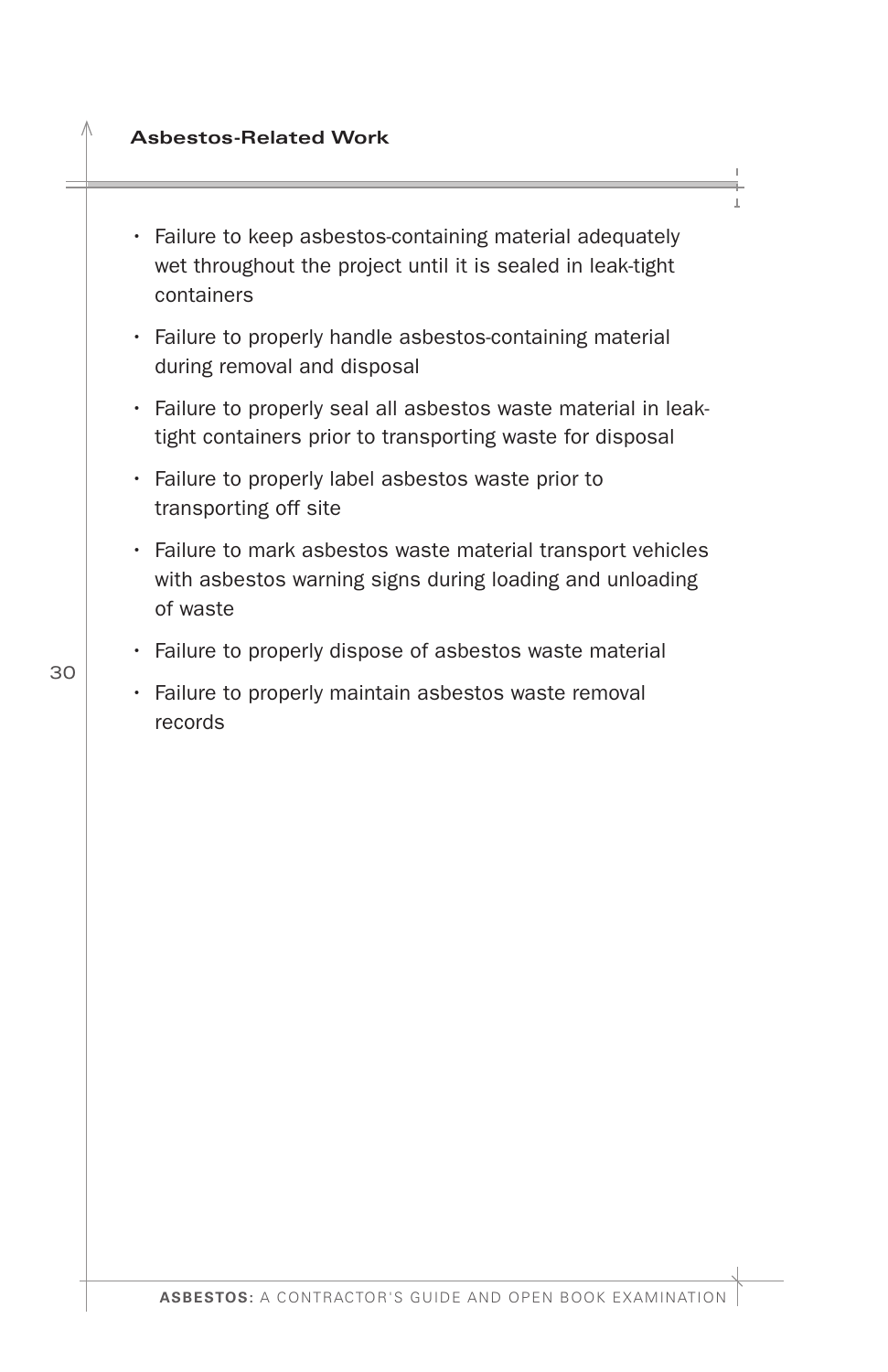- Failure to keep asbestos-containing material adequately wet throughout the project until it is sealed in leak-tight containers
- Failure to properly handle asbestos-containing material during removal and disposal
- Failure to properly seal all asbestos waste material in leak-tight containers prior to transporting waste for disposal
- Failure to properly label asbestos waste prior to transporting off site
- Failure to mark asbestos waste material transport vehicles with asbestos warning signs during loading and unloading of waste
- Failure to properly dispose of asbestos waste material
- Failure to properly maintain asbestos waste removal records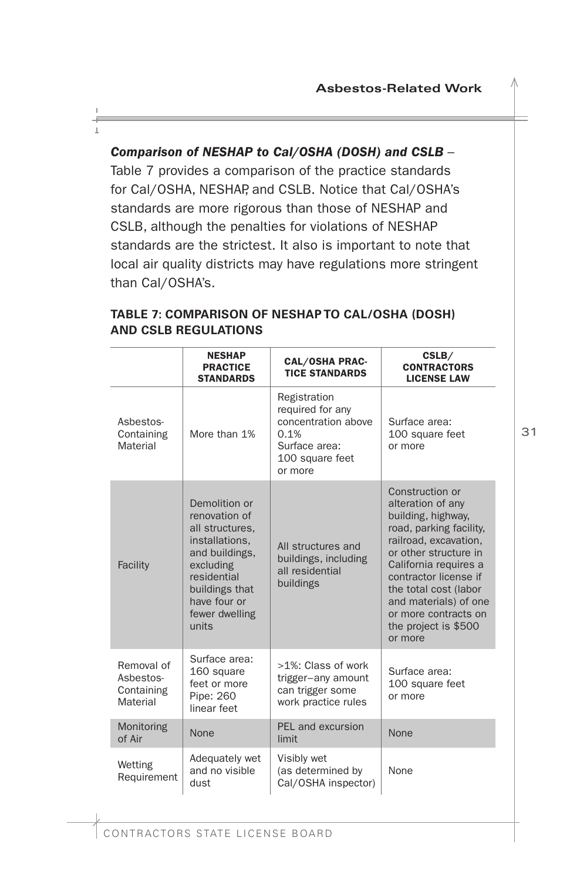***Comparison of NESHAP to Cal/OSHA (DOSH) and CSLB*** – Table 7 provides a comparison of the practice standards for Cal/OSHA, NESHAP, and CSLB. Notice that Cal/OSHA's standards are more rigorous than those of NESHAP and CSLB, although the penalties for violations of NESHAP standards are the strictest. It also is important to note that local air quality districts may have regulations more stringent than Cal/OSHA's.

**TABLE 7: COMPARISON OF NESHAP TO CAL/OSHA (DOSH) AND CSLB REGULATIONS**

| | NESHAP PRACTICE STANDARDS | CAL/OSHA PRACTICE STANDARDS | CSLB/ CONTRACTORS LICENSE LAW |
|---|---|---|---|
| Asbestos-Containing Material | More than 1% | Registration required for any concentration above 0.1% Surface area: 100 square feet or more | Surface area: 100 square feet or more |
| Facility | Demolition or renovation of all structures, installations, and buildings, excluding residential buildings that have four or fewer dwelling units | All structures and buildings, including all residential buildings | Construction or alteration of any building, highway, road, parking facility, railroad, excavation, or other structure in California requires a contractor license if the total cost (labor and materials) of one or more contracts on the project is $500 or more |
| Removal of Asbestos-Containing Material | Surface area: 160 square feet or more Pipe: 260 linear feet | >1%: Class of work trigger–any amount can trigger some work practice rules | Surface area: 100 square feet or more |
| Monitoring of Air | None | PEL and excursion limit | None |
| Wetting Requirement | Adequately wet and no visible dust | Visibly wet (as determined by Cal/OSHA inspector) | None |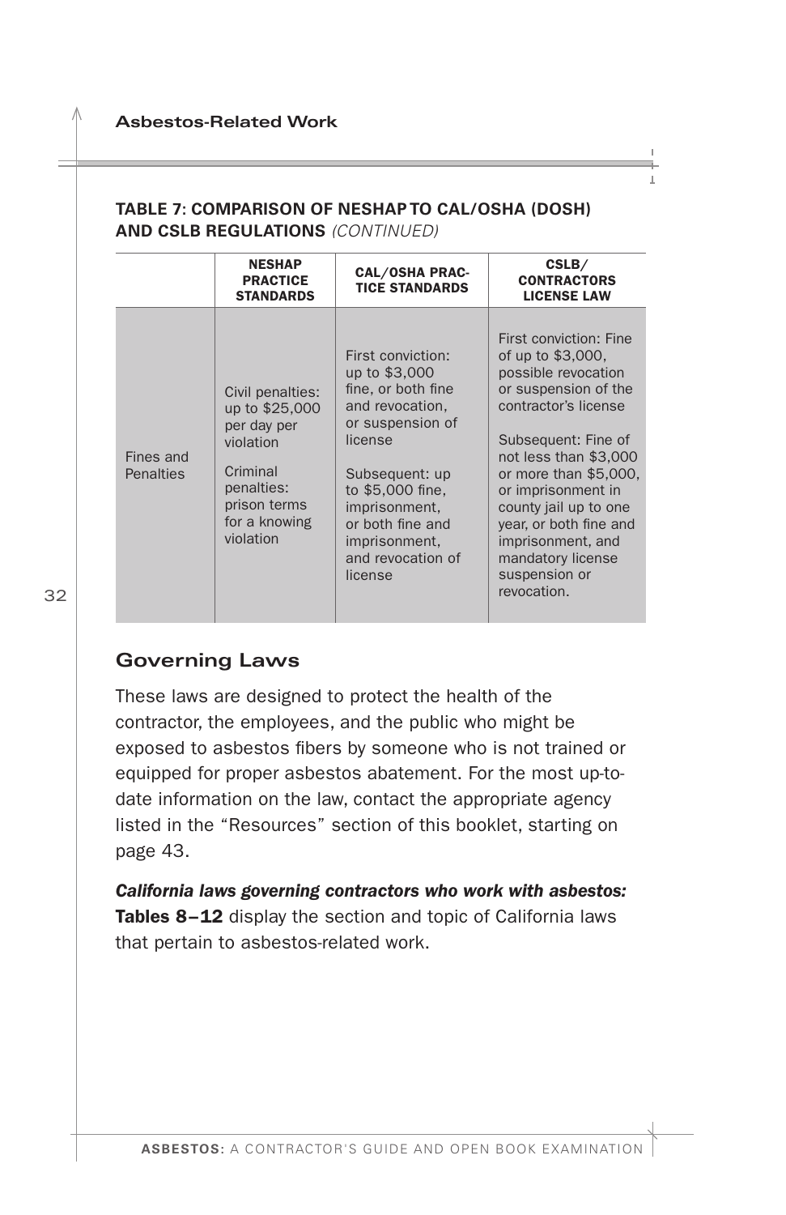**TABLE 7: COMPARISON OF NESHAP TO CAL/OSHA (DOSH) AND CSLB REGULATIONS** *(CONTINUED)*

| | NESHAP PRACTICE STANDARDS | CAL/OSHA PRACTICE STANDARDS | CSLB/ CONTRACTORS LICENSE LAW |
|---|---|---|---|
| Fines and Penalties | Civil penalties: up to $25,000 per day per violation<br><br>Criminal penalties: prison terms for a knowing violation | First conviction: up to $3,000 fine, or both fine and revocation, or suspension of license<br><br>Subsequent: up to $5,000 fine, imprisonment, or both fine and imprisonment, and revocation of license | First conviction: Fine of up to $3,000, possible revocation or suspension of the contractor's license<br><br>Subsequent: Fine of not less than $3,000 or more than $5,000, or imprisonment in county jail up to one year, or both fine and imprisonment, and mandatory license suspension or revocation. |

## Governing Laws

These laws are designed to protect the health of the contractor, the employees, and the public who might be exposed to asbestos fibers by someone who is not trained or equipped for proper asbestos abatement. For the most up-to-date information on the law, contact the appropriate agency listed in the "Resources" section of this booklet, starting on page 43.

***California laws governing contractors who work with asbestos:*** **Tables 8–12** display the section and topic of California laws that pertain to asbestos-related work.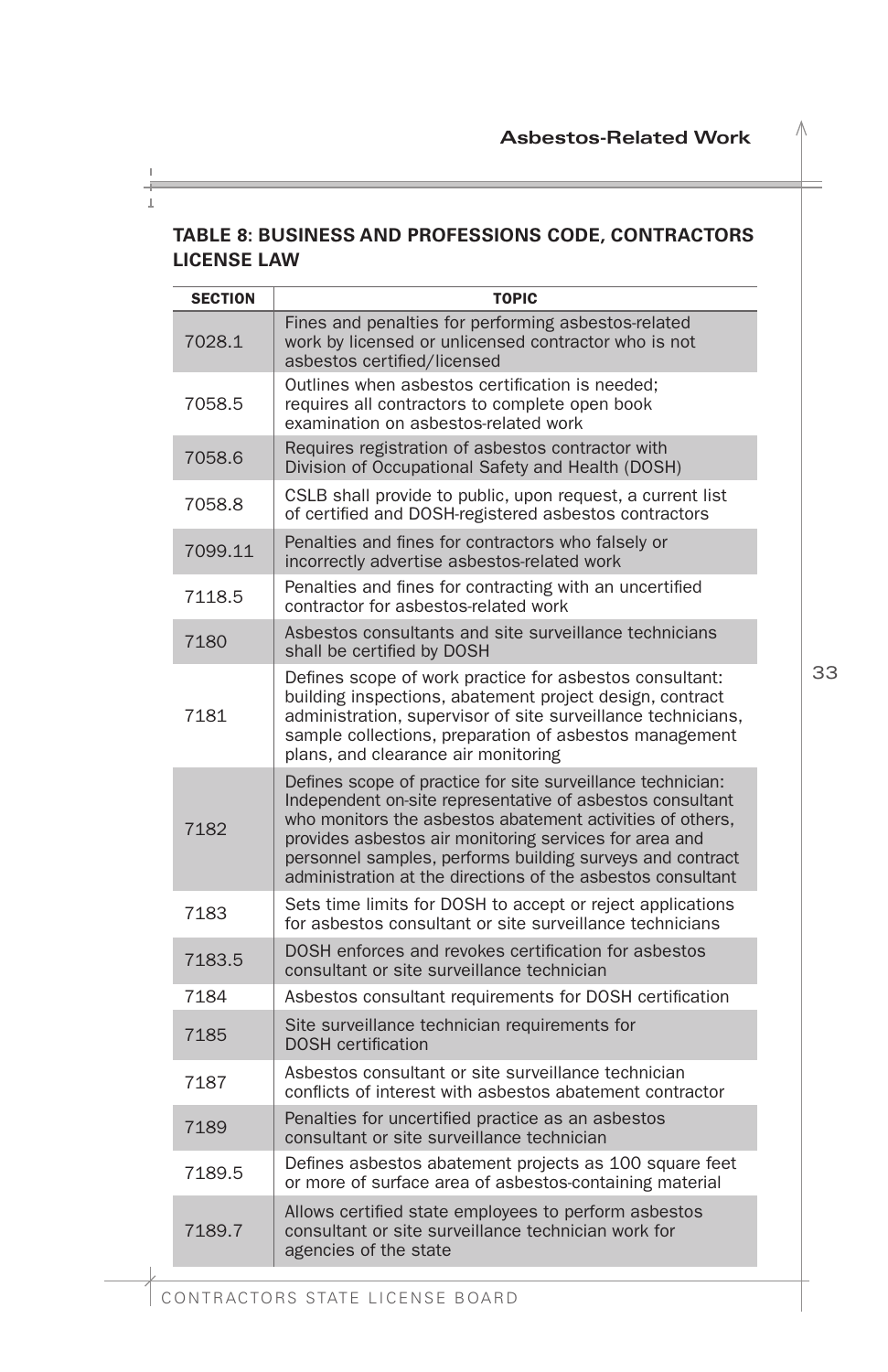## TABLE 8: BUSINESS AND PROFESSIONS CODE, CONTRACTORS LICENSE LAW

| SECTION | TOPIC |
|---|---|
| 7028.1 | Fines and penalties for performing asbestos-related work by licensed or unlicensed contractor who is not asbestos certified/licensed |
| 7058.5 | Outlines when asbestos certification is needed; requires all contractors to complete open book examination on asbestos-related work |
| 7058.6 | Requires registration of asbestos contractor with Division of Occupational Safety and Health (DOSH) |
| 7058.8 | CSLB shall provide to public, upon request, a current list of certified and DOSH-registered asbestos contractors |
| 7099.11 | Penalties and fines for contractors who falsely or incorrectly advertise asbestos-related work |
| 7118.5 | Penalties and fines for contracting with an uncertified contractor for asbestos-related work |
| 7180 | Asbestos consultants and site surveillance technicians shall be certified by DOSH |
| 7181 | Defines scope of work practice for asbestos consultant: building inspections, abatement project design, contract administration, supervisor of site surveillance technicians, sample collections, preparation of asbestos management plans, and clearance air monitoring |
| 7182 | Defines scope of practice for site surveillance technician: Independent on-site representative of asbestos consultant who monitors the asbestos abatement activities of others, provides asbestos air monitoring services for area and personnel samples, performs building surveys and contract administration at the directions of the asbestos consultant |
| 7183 | Sets time limits for DOSH to accept or reject applications for asbestos consultant or site surveillance technicians |
| 7183.5 | DOSH enforces and revokes certification for asbestos consultant or site surveillance technician |
| 7184 | Asbestos consultant requirements for DOSH certification |
| 7185 | Site surveillance technician requirements for DOSH certification |
| 7187 | Asbestos consultant or site surveillance technician conflicts of interest with asbestos abatement contractor |
| 7189 | Penalties for uncertified practice as an asbestos consultant or site surveillance technician |
| 7189.5 | Defines asbestos abatement projects as 100 square feet or more of surface area of asbestos-containing material |
| 7189.7 | Allows certified state employees to perform asbestos consultant or site surveillance technician work for agencies of the state |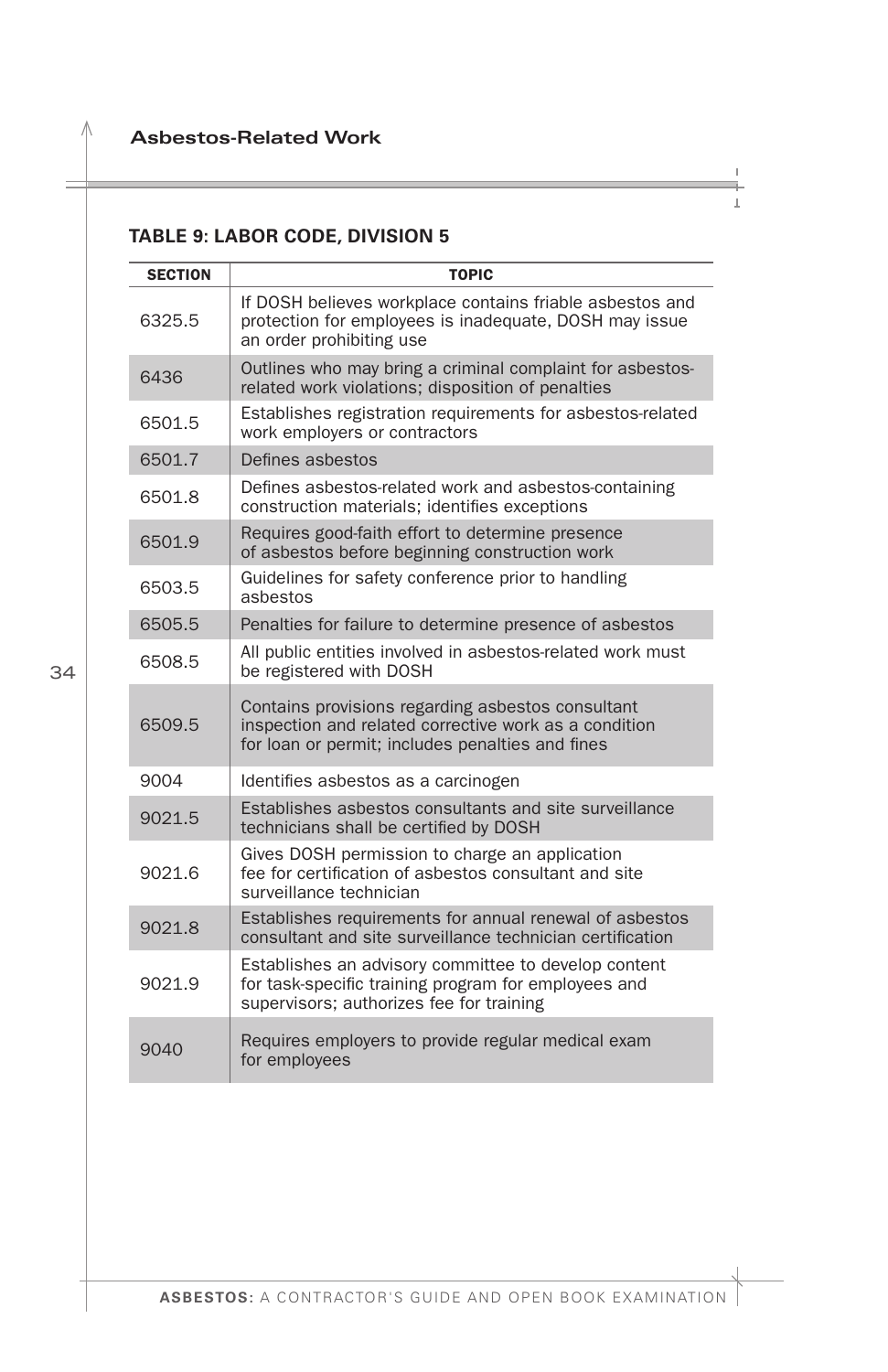### TABLE 9: LABOR CODE, DIVISION 5

| SECTION | TOPIC |
|---|---|
| 6325.5 | If DOSH believes workplace contains friable asbestos and protection for employees is inadequate, DOSH may issue an order prohibiting use |
| 6436 | Outlines who may bring a criminal complaint for asbestos-related work violations; disposition of penalties |
| 6501.5 | Establishes registration requirements for asbestos-related work employers or contractors |
| 6501.7 | Defines asbestos |
| 6501.8 | Defines asbestos-related work and asbestos-containing construction materials; identifies exceptions |
| 6501.9 | Requires good-faith effort to determine presence of asbestos before beginning construction work |
| 6503.5 | Guidelines for safety conference prior to handling asbestos |
| 6505.5 | Penalties for failure to determine presence of asbestos |
| 6508.5 | All public entities involved in asbestos-related work must be registered with DOSH |
| 6509.5 | Contains provisions regarding asbestos consultant inspection and related corrective work as a condition for loan or permit; includes penalties and fines |
| 9004 | Identifies asbestos as a carcinogen |
| 9021.5 | Establishes asbestos consultants and site surveillance technicians shall be certified by DOSH |
| 9021.6 | Gives DOSH permission to charge an application fee for certification of asbestos consultant and site surveillance technician |
| 9021.8 | Establishes requirements for annual renewal of asbestos consultant and site surveillance technician certification |
| 9021.9 | Establishes an advisory committee to develop content for task-specific training program for employees and supervisors; authorizes fee for training |
| 9040 | Requires employers to provide regular medical exam for employees |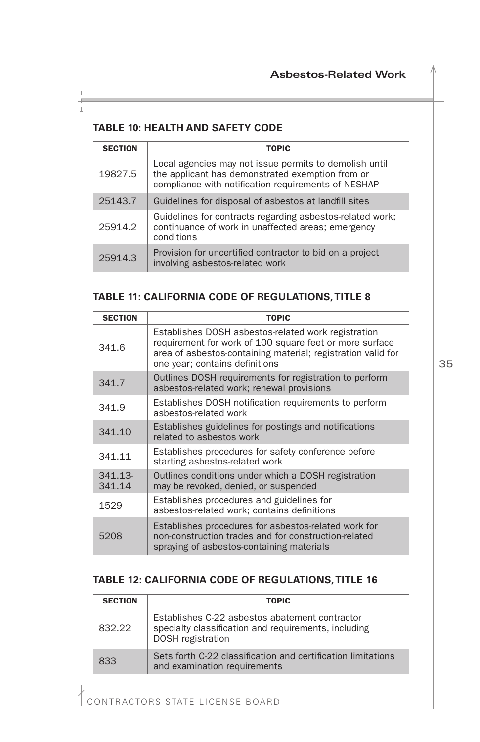### TABLE 10: HEALTH AND SAFETY CODE

| SECTION | TOPIC |
| --- | --- |
| 19827.5 | Local agencies may not issue permits to demolish until the applicant has demonstrated exemption from or compliance with notification requirements of NESHAP |
| 25143.7 | Guidelines for disposal of asbestos at landfill sites |
| 25914.2 | Guidelines for contracts regarding asbestos-related work; continuance of work in unaffected areas; emergency conditions |
| 25914.3 | Provision for uncertified contractor to bid on a project involving asbestos-related work |

### TABLE 11: CALIFORNIA CODE OF REGULATIONS, TITLE 8

| SECTION | TOPIC |
| --- | --- |
| 341.6 | Establishes DOSH asbestos-related work registration requirement for work of 100 square feet or more surface area of asbestos-containing material; registration valid for one year; contains definitions |
| 341.7 | Outlines DOSH requirements for registration to perform asbestos-related work; renewal provisions |
| 341.9 | Establishes DOSH notification requirements to perform asbestos-related work |
| 341.10 | Establishes guidelines for postings and notifications related to asbestos work |
| 341.11 | Establishes procedures for safety conference before starting asbestos-related work |
| 341.13-341.14 | Outlines conditions under which a DOSH registration may be revoked, denied, or suspended |
| 1529 | Establishes procedures and guidelines for asbestos-related work; contains definitions |
| 5208 | Establishes procedures for asbestos-related work for non-construction trades and for construction-related spraying of asbestos-containing materials |

### TABLE 12: CALIFORNIA CODE OF REGULATIONS, TITLE 16

| SECTION | TOPIC |
| --- | --- |
| 832.22 | Establishes C-22 asbestos abatement contractor specialty classification and requirements, including DOSH registration |
| 833 | Sets forth C-22 classification and certification limitations and examination requirements |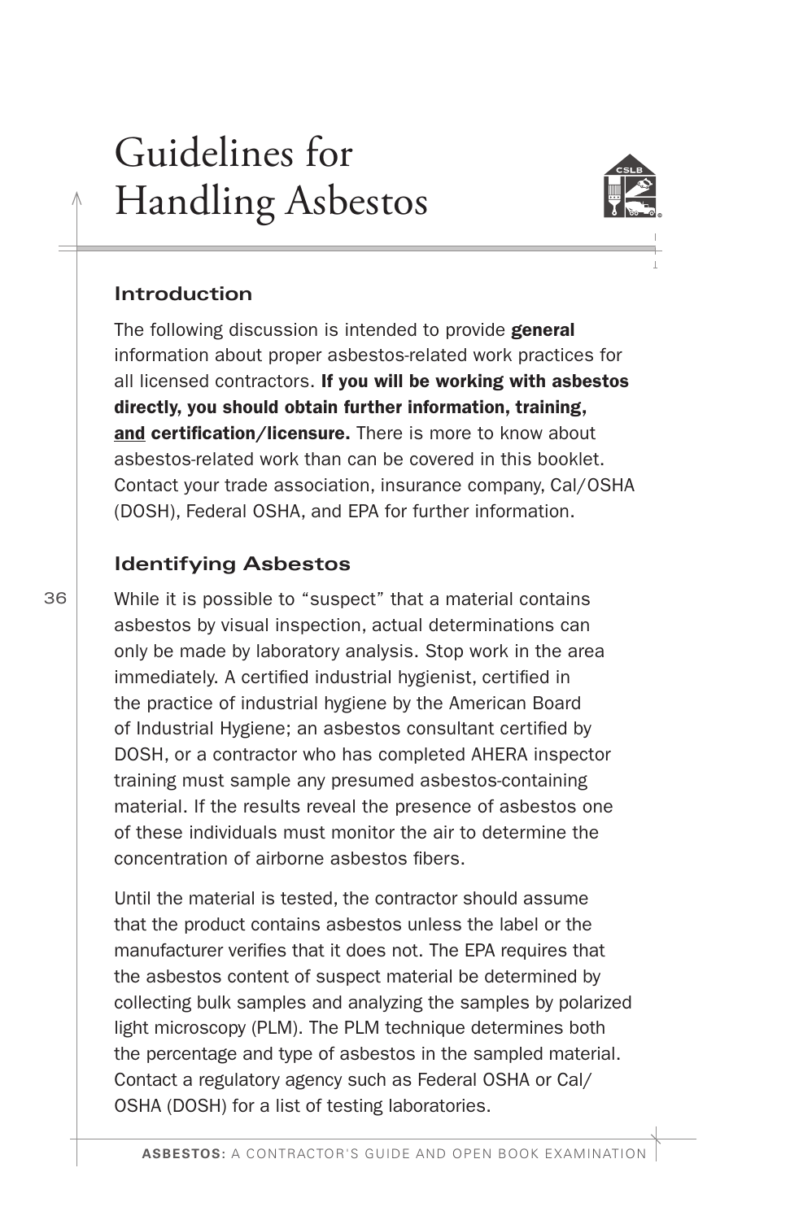# Guidelines for Handling Asbestos

## Introduction

The following discussion is intended to provide **general** information about proper asbestos-related work practices for all licensed contractors. **If you will be working with asbestos directly, you should obtain further information, training, <u>and</u> certification/licensure.** There is more to know about asbestos-related work than can be covered in this booklet. Contact your trade association, insurance company, Cal/OSHA (DOSH), Federal OSHA, and EPA for further information.

## Identifying Asbestos

While it is possible to "suspect" that a material contains asbestos by visual inspection, actual determinations can only be made by laboratory analysis. Stop work in the area immediately. A certified industrial hygienist, certified in the practice of industrial hygiene by the American Board of Industrial Hygiene; an asbestos consultant certified by DOSH, or a contractor who has completed AHERA inspector training must sample any presumed asbestos-containing material. If the results reveal the presence of asbestos one of these individuals must monitor the air to determine the concentration of airborne asbestos fibers.

Until the material is tested, the contractor should assume that the product contains asbestos unless the label or the manufacturer verifies that it does not. The EPA requires that the asbestos content of suspect material be determined by collecting bulk samples and analyzing the samples by polarized light microscopy (PLM). The PLM technique determines both the percentage and type of asbestos in the sampled material. Contact a regulatory agency such as Federal OSHA or Cal/OSHA (DOSH) for a list of testing laboratories.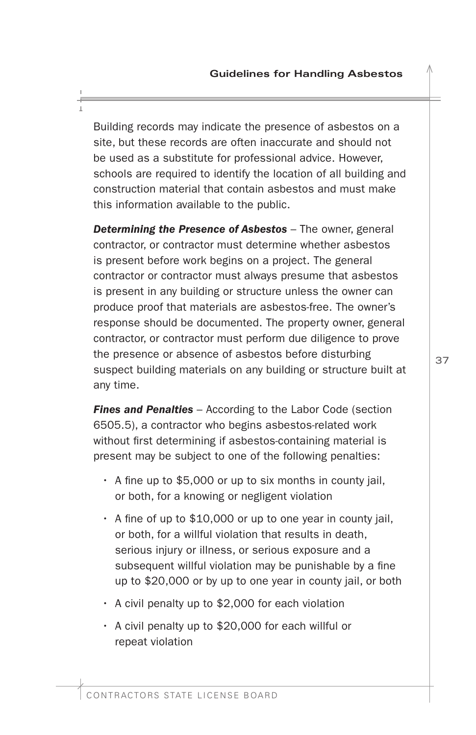Building records may indicate the presence of asbestos on a site, but these records are often inaccurate and should not be used as a substitute for professional advice. However, schools are required to identify the location of all building and construction material that contain asbestos and must make this information available to the public.

***Determining the Presence of Asbestos*** – The owner, general contractor, or contractor must determine whether asbestos is present before work begins on a project. The general contractor or contractor must always presume that asbestos is present in any building or structure unless the owner can produce proof that materials are asbestos-free. The owner's response should be documented. The property owner, general contractor, or contractor must perform due diligence to prove the presence or absence of asbestos before disturbing suspect building materials on any building or structure built at any time.

***Fines and Penalties*** – According to the Labor Code (section 6505.5), a contractor who begins asbestos-related work without first determining if asbestos-containing material is present may be subject to one of the following penalties:

- A fine up to $5,000 or up to six months in county jail, or both, for a knowing or negligent violation
- A fine of up to $10,000 or up to one year in county jail, or both, for a willful violation that results in death, serious injury or illness, or serious exposure and a subsequent willful violation may be punishable by a fine up to $20,000 or by up to one year in county jail, or both
- A civil penalty up to $2,000 for each violation
- A civil penalty up to $20,000 for each willful or repeat violation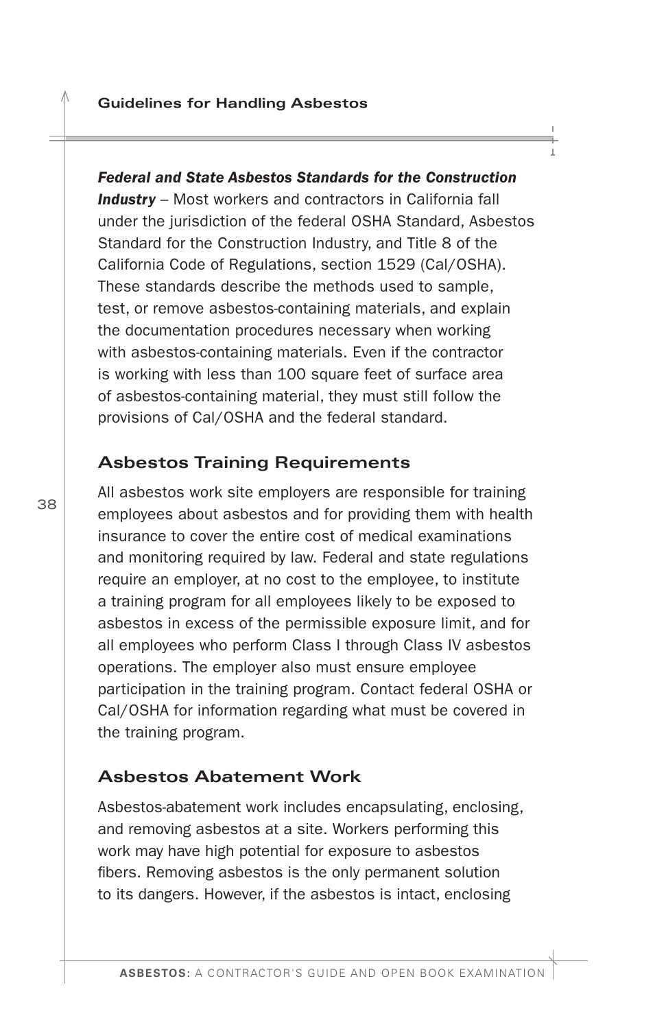***Federal and State Asbestos Standards for the Construction Industry*** – Most workers and contractors in California fall under the jurisdiction of the federal OSHA Standard, Asbestos Standard for the Construction Industry, and Title 8 of the California Code of Regulations, section 1529 (Cal/OSHA). These standards describe the methods used to sample, test, or remove asbestos-containing materials, and explain the documentation procedures necessary when working with asbestos-containing materials. Even if the contractor is working with less than 100 square feet of surface area of asbestos-containing material, they must still follow the provisions of Cal/OSHA and the federal standard.

## Asbestos Training Requirements

All asbestos work site employers are responsible for training employees about asbestos and for providing them with health insurance to cover the entire cost of medical examinations and monitoring required by law. Federal and state regulations require an employer, at no cost to the employee, to institute a training program for all employees likely to be exposed to asbestos in excess of the permissible exposure limit, and for all employees who perform Class I through Class IV asbestos operations. The employer also must ensure employee participation in the training program. Contact federal OSHA or Cal/OSHA for information regarding what must be covered in the training program.

## Asbestos Abatement Work

Asbestos-abatement work includes encapsulating, enclosing, and removing asbestos at a site. Workers performing this work may have high potential for exposure to asbestos fibers. Removing asbestos is the only permanent solution to its dangers. However, if the asbestos is intact, enclosing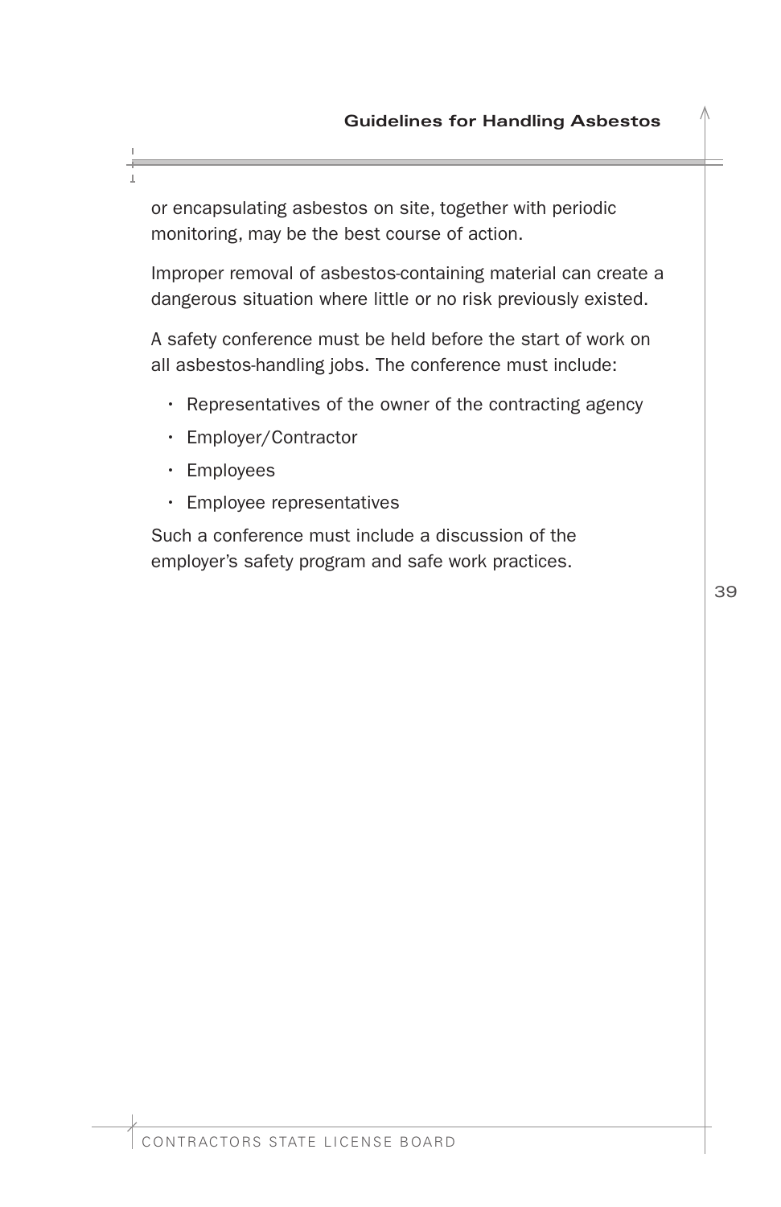or encapsulating asbestos on site, together with periodic monitoring, may be the best course of action.

Improper removal of asbestos-containing material can create a dangerous situation where little or no risk previously existed.

A safety conference must be held before the start of work on all asbestos-handling jobs. The conference must include:

- Representatives of the owner of the contracting agency
- Employer/Contractor
- Employees
- Employee representatives

Such a conference must include a discussion of the employer's safety program and safe work practices.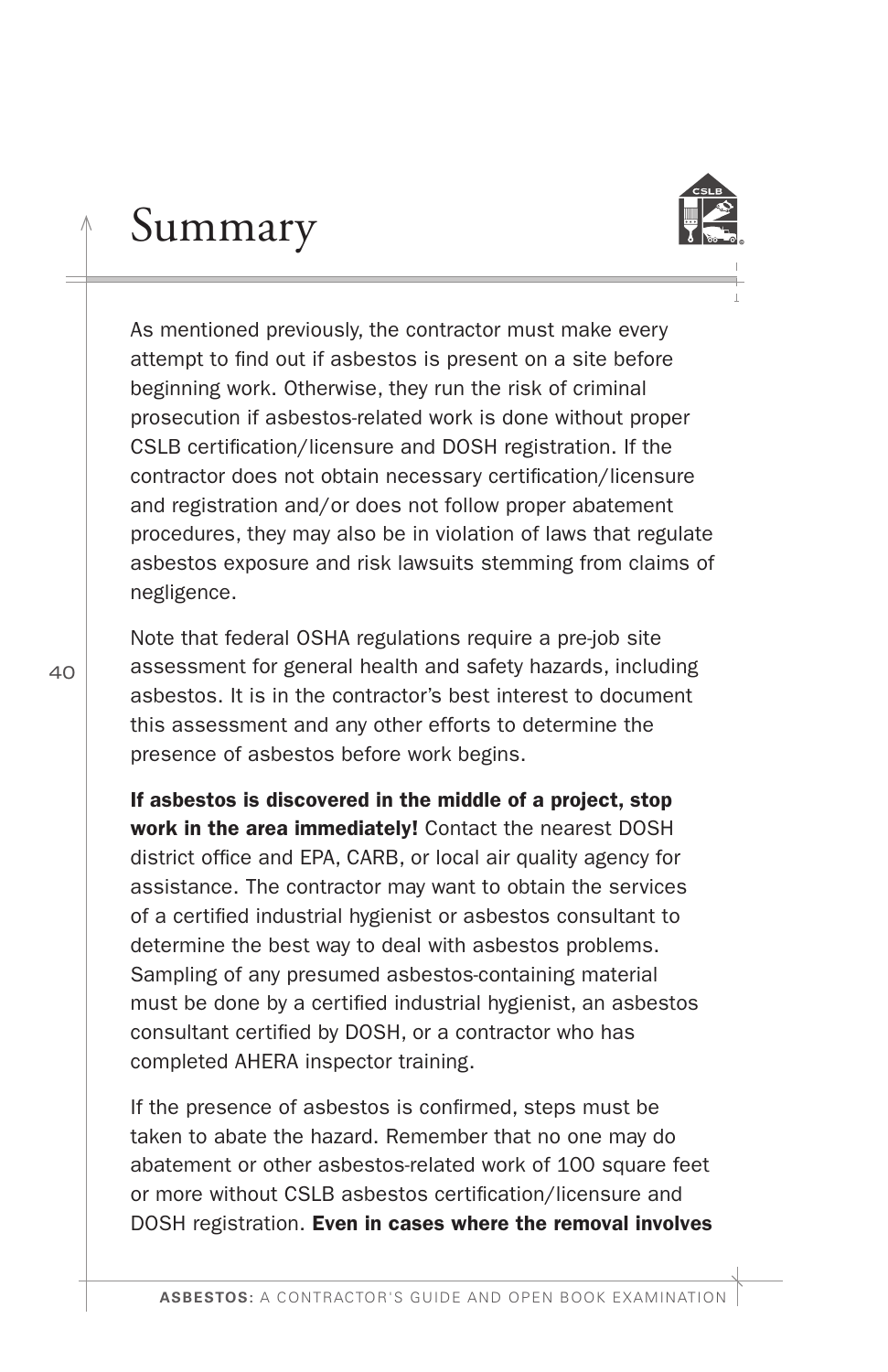# Summary

As mentioned previously, the contractor must make every attempt to find out if asbestos is present on a site before beginning work. Otherwise, they run the risk of criminal prosecution if asbestos-related work is done without proper CSLB certification/licensure and DOSH registration. If the contractor does not obtain necessary certification/licensure and registration and/or does not follow proper abatement procedures, they may also be in violation of laws that regulate asbestos exposure and risk lawsuits stemming from claims of negligence.

Note that federal OSHA regulations require a pre-job site assessment for general health and safety hazards, including asbestos. It is in the contractor's best interest to document this assessment and any other efforts to determine the presence of asbestos before work begins.

**If asbestos is discovered in the middle of a project, stop work in the area immediately!** Contact the nearest DOSH district office and EPA, CARB, or local air quality agency for assistance. The contractor may want to obtain the services of a certified industrial hygienist or asbestos consultant to determine the best way to deal with asbestos problems. Sampling of any presumed asbestos-containing material must be done by a certified industrial hygienist, an asbestos consultant certified by DOSH, or a contractor who has completed AHERA inspector training.

If the presence of asbestos is confirmed, steps must be taken to abate the hazard. Remember that no one may do abatement or other asbestos-related work of 100 square feet or more without CSLB asbestos certification/licensure and DOSH registration. **Even in cases where the removal involves**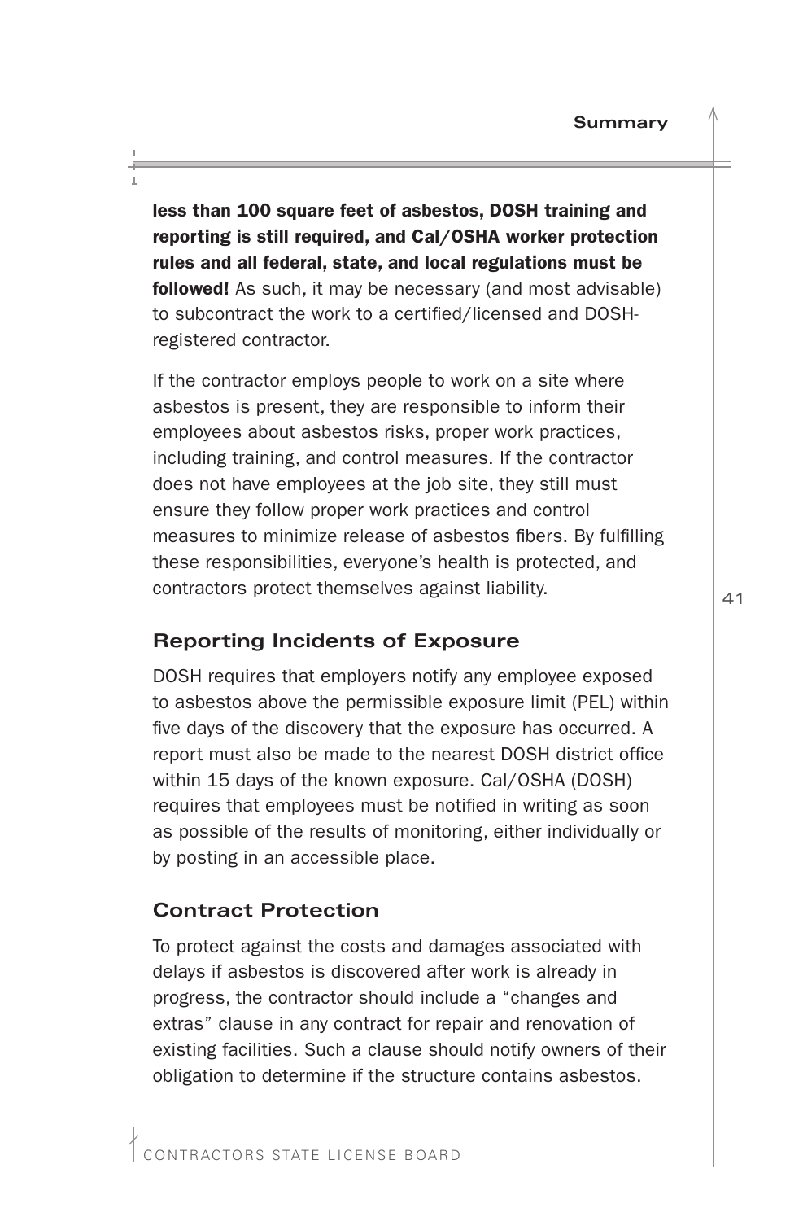**less than 100 square feet of asbestos, DOSH training and reporting is still required, and Cal/OSHA worker protection rules and all federal, state, and local regulations must be followed!** As such, it may be necessary (and most advisable) to subcontract the work to a certified/licensed and DOSH-registered contractor.

If the contractor employs people to work on a site where asbestos is present, they are responsible to inform their employees about asbestos risks, proper work practices, including training, and control measures. If the contractor does not have employees at the job site, they still must ensure they follow proper work practices and control measures to minimize release of asbestos fibers. By fulfilling these responsibilities, everyone's health is protected, and contractors protect themselves against liability.

## Reporting Incidents of Exposure

DOSH requires that employers notify any employee exposed to asbestos above the permissible exposure limit (PEL) within five days of the discovery that the exposure has occurred. A report must also be made to the nearest DOSH district office within 15 days of the known exposure. Cal/OSHA (DOSH) requires that employees must be notified in writing as soon as possible of the results of monitoring, either individually or by posting in an accessible place.

## Contract Protection

To protect against the costs and damages associated with delays if asbestos is discovered after work is already in progress, the contractor should include a "changes and extras" clause in any contract for repair and renovation of existing facilities. Such a clause should notify owners of their obligation to determine if the structure contains asbestos.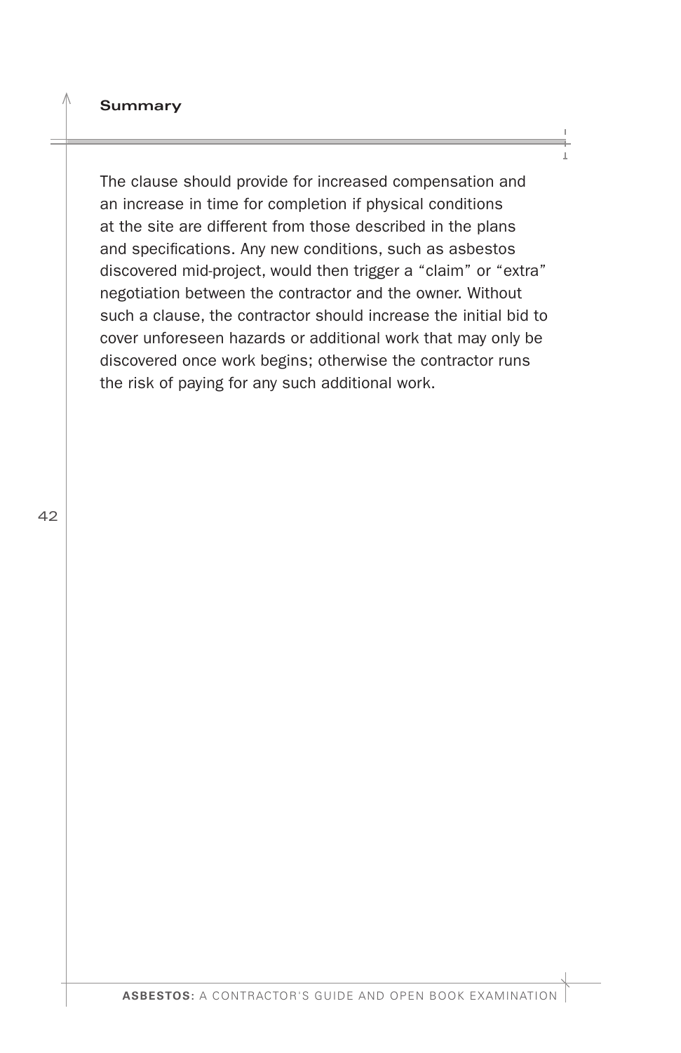## Summary

The clause should provide for increased compensation and an increase in time for completion if physical conditions at the site are different from those described in the plans and specifications. Any new conditions, such as asbestos discovered mid-project, would then trigger a "claim" or "extra" negotiation between the contractor and the owner. Without such a clause, the contractor should increase the initial bid to cover unforeseen hazards or additional work that may only be discovered once work begins; otherwise the contractor runs the risk of paying for any such additional work.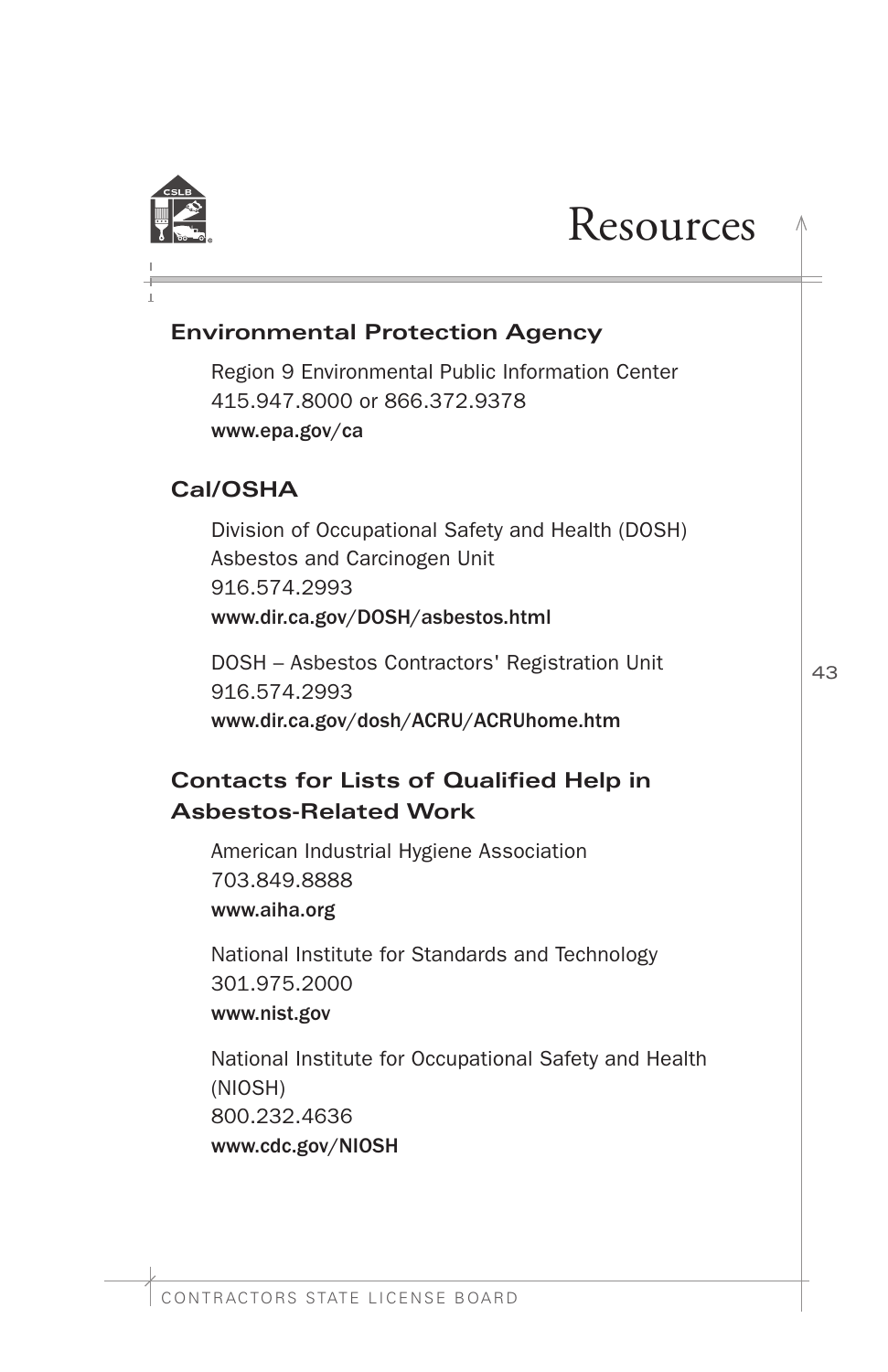# Resources

## Environmental Protection Agency

Region 9 Environmental Public Information Center
415.947.8000 or 866.372.9378
**www.epa.gov/ca**

## Cal/OSHA

Division of Occupational Safety and Health (DOSH)
Asbestos and Carcinogen Unit
916.574.2993
**www.dir.ca.gov/DOSH/asbestos.html**

DOSH – Asbestos Contractors' Registration Unit
916.574.2993
**www.dir.ca.gov/dosh/ACRU/ACRUhome.htm**

## Contacts for Lists of Qualified Help in Asbestos-Related Work

American Industrial Hygiene Association
703.849.8888
**www.aiha.org**

National Institute for Standards and Technology
301.975.2000
**www.nist.gov**

National Institute for Occupational Safety and Health (NIOSH)
800.232.4636
**www.cdc.gov/NIOSH**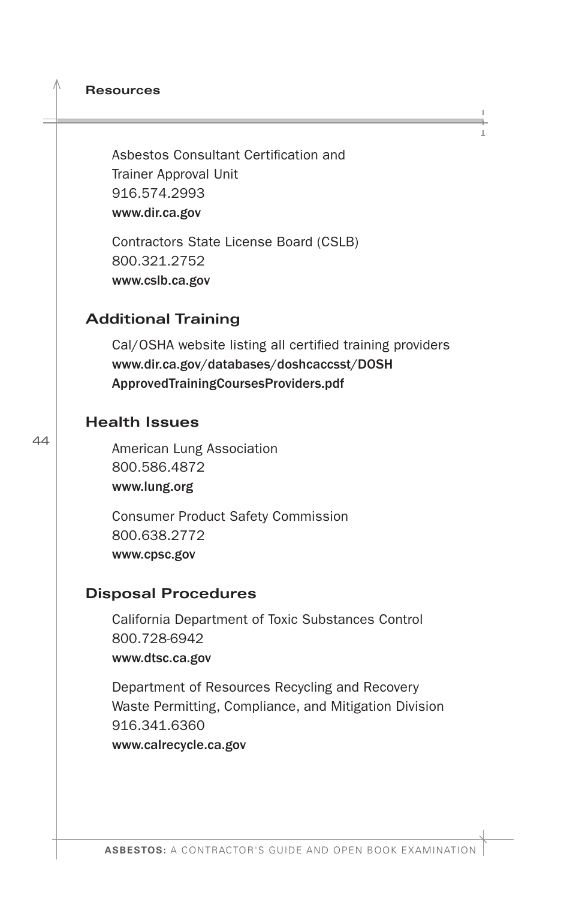Asbestos Consultant Certification and
Trainer Approval Unit
916.574.2993
**www.dir.ca.gov**

Contractors State License Board (CSLB)
800.321.2752
**www.cslb.ca.gov**

## Additional Training

Cal/OSHA website listing all certified training providers
**www.dir.ca.gov/databases/doshcaccsst/DOSHApprovedTrainingCoursesProviders.pdf**

## Health Issues

American Lung Association
800.586.4872
**www.lung.org**

Consumer Product Safety Commission
800.638.2772
**www.cpsc.gov**

## Disposal Procedures

California Department of Toxic Substances Control
800.728-6942
**www.dtsc.ca.gov**

Department of Resources Recycling and Recovery
Waste Permitting, Compliance, and Mitigation Division
916.341.6360
**www.calrecycle.ca.gov**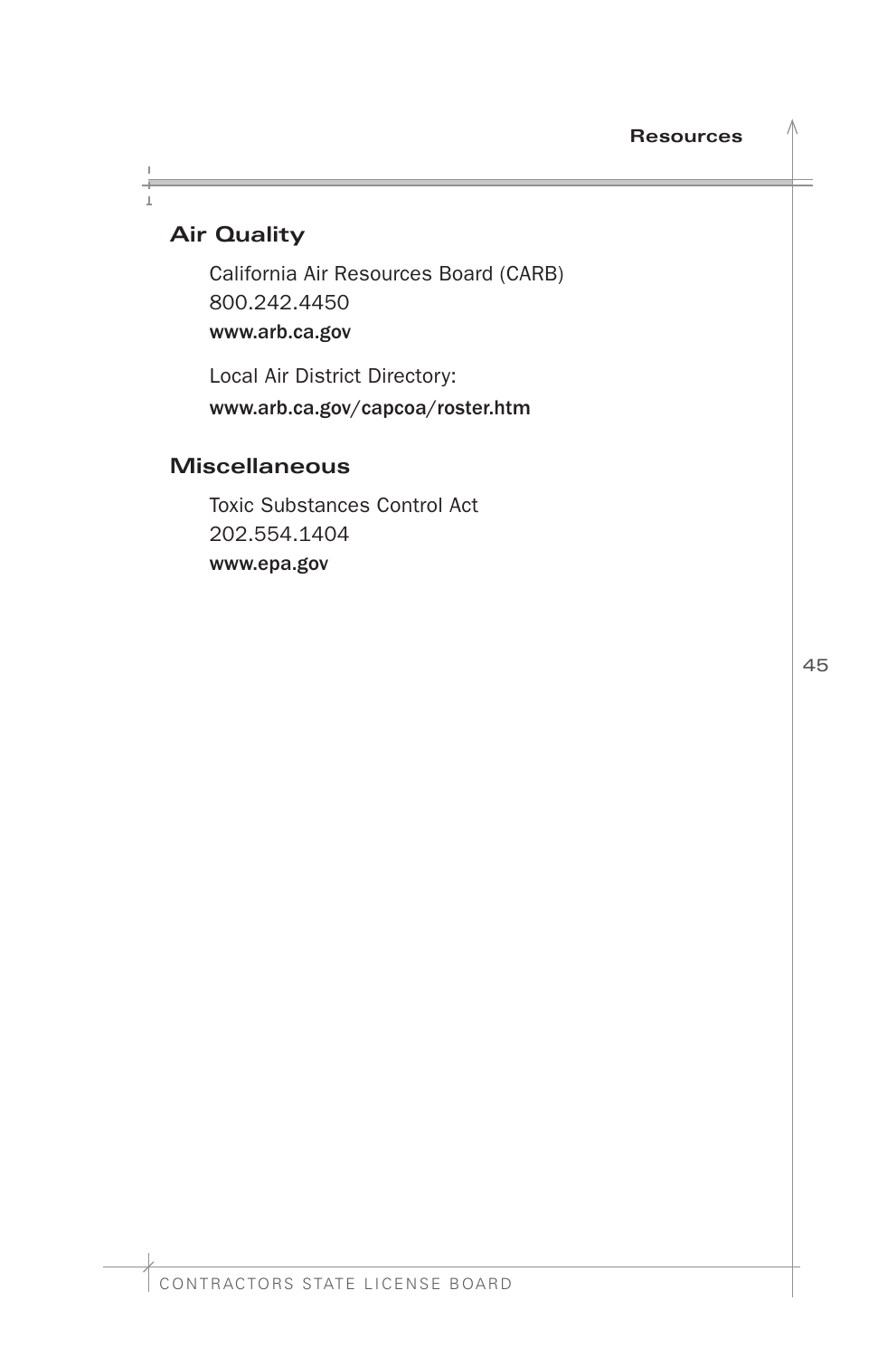## Air Quality

California Air Resources Board (CARB)
800.242.4450
www.arb.ca.gov

Local Air District Directory:
www.arb.ca.gov/capcoa/roster.htm

## Miscellaneous

Toxic Substances Control Act
202.554.1404
www.epa.gov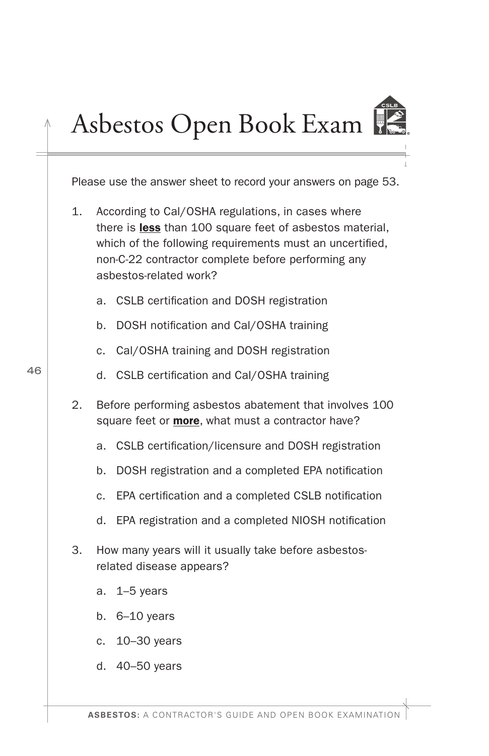# Asbestos Open Book Exam

Please use the answer sheet to record your answers on page 53.

1. According to Cal/OSHA regulations, in cases where there is **less** than 100 square feet of asbestos material, which of the following requirements must an uncertified, non-C-22 contractor complete before performing any asbestos-related work?

   a. CSLB certification and DOSH registration

   b. DOSH notification and Cal/OSHA training

   c. Cal/OSHA training and DOSH registration

   d. CSLB certification and Cal/OSHA training

2. Before performing asbestos abatement that involves 100 square feet or **more**, what must a contractor have?

   a. CSLB certification/licensure and DOSH registration

   b. DOSH registration and a completed EPA notification

   c. EPA certification and a completed CSLB notification

   d. EPA registration and a completed NIOSH notification

3. How many years will it usually take before asbestos-related disease appears?

   a. 1–5 years

   b. 6–10 years

   c. 10–30 years

   d. 40–50 years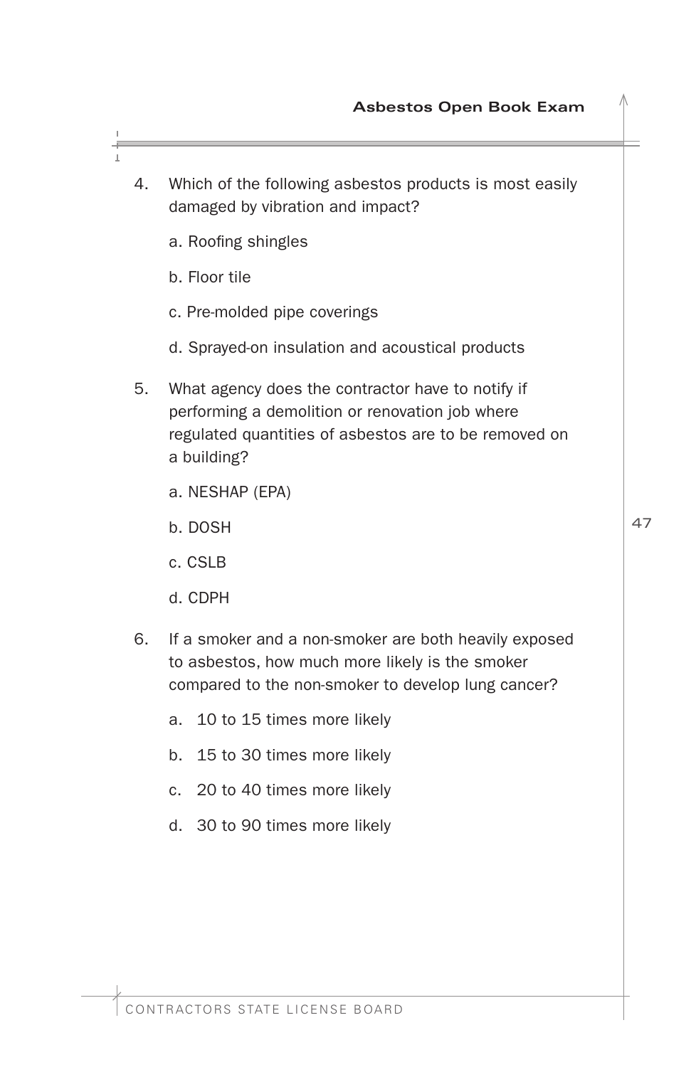4. Which of the following asbestos products is most easily damaged by vibration and impact?

   a. Roofing shingles

   b. Floor tile

   c. Pre-molded pipe coverings

   d. Sprayed-on insulation and acoustical products

5. What agency does the contractor have to notify if performing a demolition or renovation job where regulated quantities of asbestos are to be removed on a building?

   a. NESHAP (EPA)

   b. DOSH

   c. CSLB

   d. CDPH

6. If a smoker and a non-smoker are both heavily exposed to asbestos, how much more likely is the smoker compared to the non-smoker to develop lung cancer?

   a. 10 to 15 times more likely

   b. 15 to 30 times more likely

   c. 20 to 40 times more likely

   d. 30 to 90 times more likely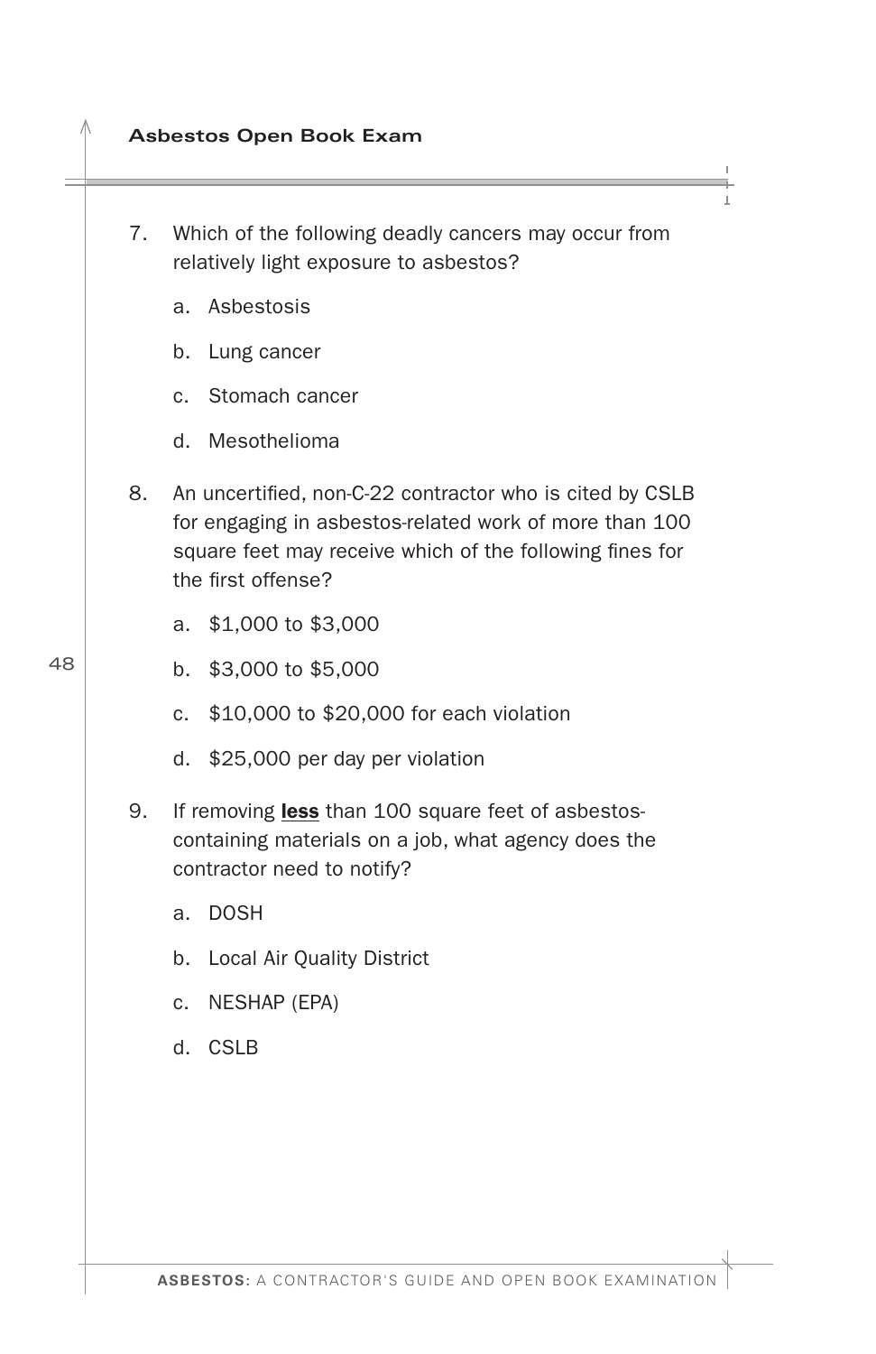7. Which of the following deadly cancers may occur from relatively light exposure to asbestos?

   a. Asbestosis

   b. Lung cancer

   c. Stomach cancer

   d. Mesothelioma

8. An uncertified, non-C-22 contractor who is cited by CSLB for engaging in asbestos-related work of more than 100 square feet may receive which of the following fines for the first offense?

   a. $1,000 to $3,000

   b. $3,000 to $5,000

   c. $10,000 to $20,000 for each violation

   d. $25,000 per day per violation

9. If removing **less** than 100 square feet of asbestos-containing materials on a job, what agency does the contractor need to notify?

   a. DOSH

   b. Local Air Quality District

   c. NESHAP (EPA)

   d. CSLB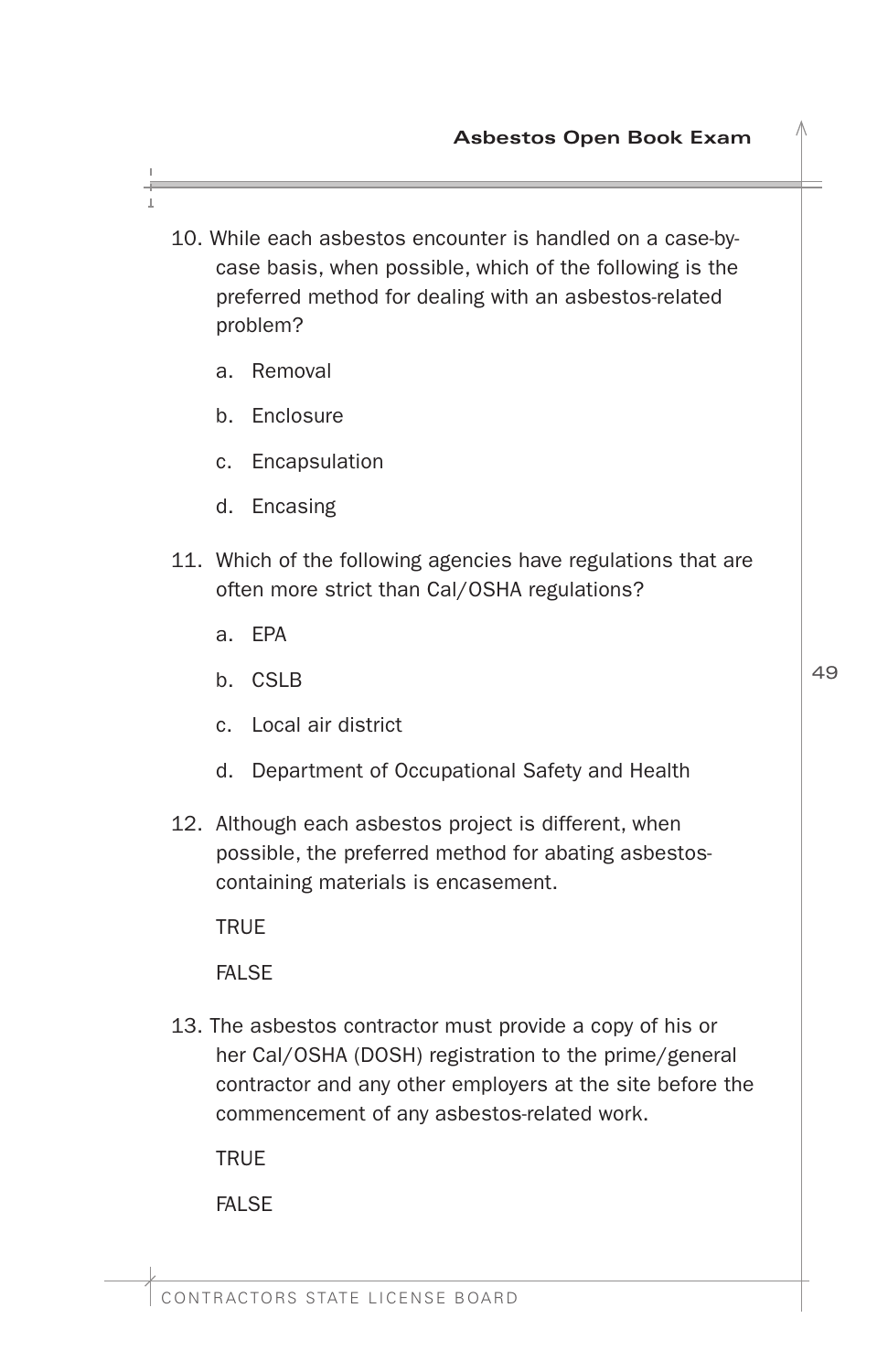10. While each asbestos encounter is handled on a case-by-case basis, when possible, which of the following is the preferred method for dealing with an asbestos-related problem?

    a. Removal

    b. Enclosure

    c. Encapsulation

    d. Encasing

11. Which of the following agencies have regulations that are often more strict than Cal/OSHA regulations?

    a. EPA

    b. CSLB

    c. Local air district

    d. Department of Occupational Safety and Health

12. Although each asbestos project is different, when possible, the preferred method for abating asbestos-containing materials is encasement.

    TRUE

    FALSE

13. The asbestos contractor must provide a copy of his or her Cal/OSHA (DOSH) registration to the prime/general contractor and any other employers at the site before the commencement of any asbestos-related work.

    TRUE

    FALSE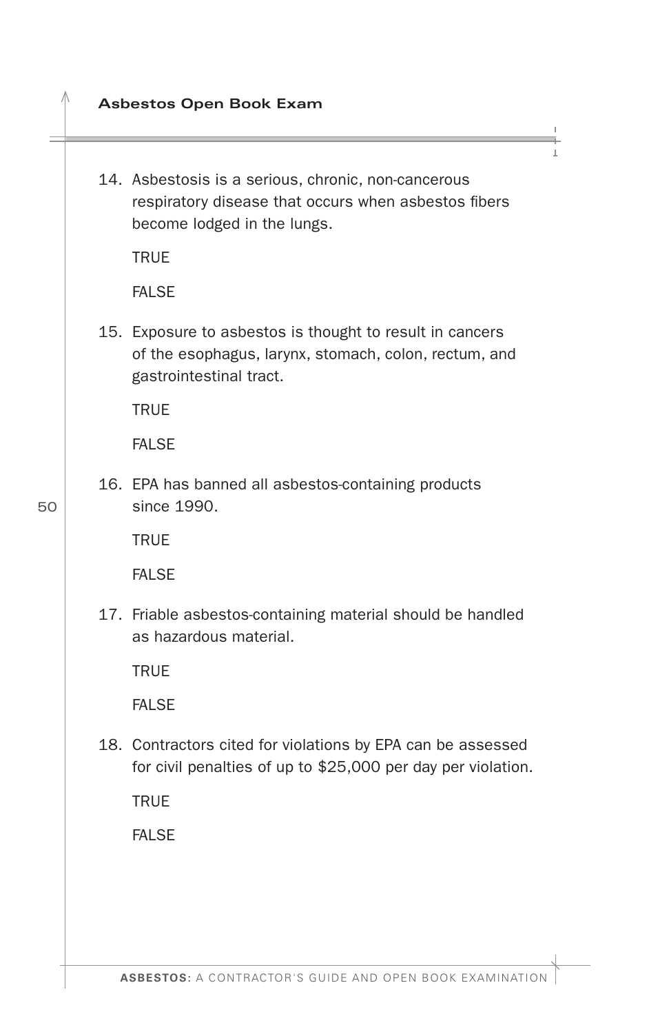14. Asbestosis is a serious, chronic, non-cancerous respiratory disease that occurs when asbestos fibers become lodged in the lungs.

    TRUE

    FALSE

15. Exposure to asbestos is thought to result in cancers of the esophagus, larynx, stomach, colon, rectum, and gastrointestinal tract.

    TRUE

    FALSE

16. EPA has banned all asbestos-containing products since 1990.

    TRUE

    FALSE

17. Friable asbestos-containing material should be handled as hazardous material.

    TRUE

    FALSE

18. Contractors cited for violations by EPA can be assessed for civil penalties of up to $25,000 per day per violation.

    TRUE

    FALSE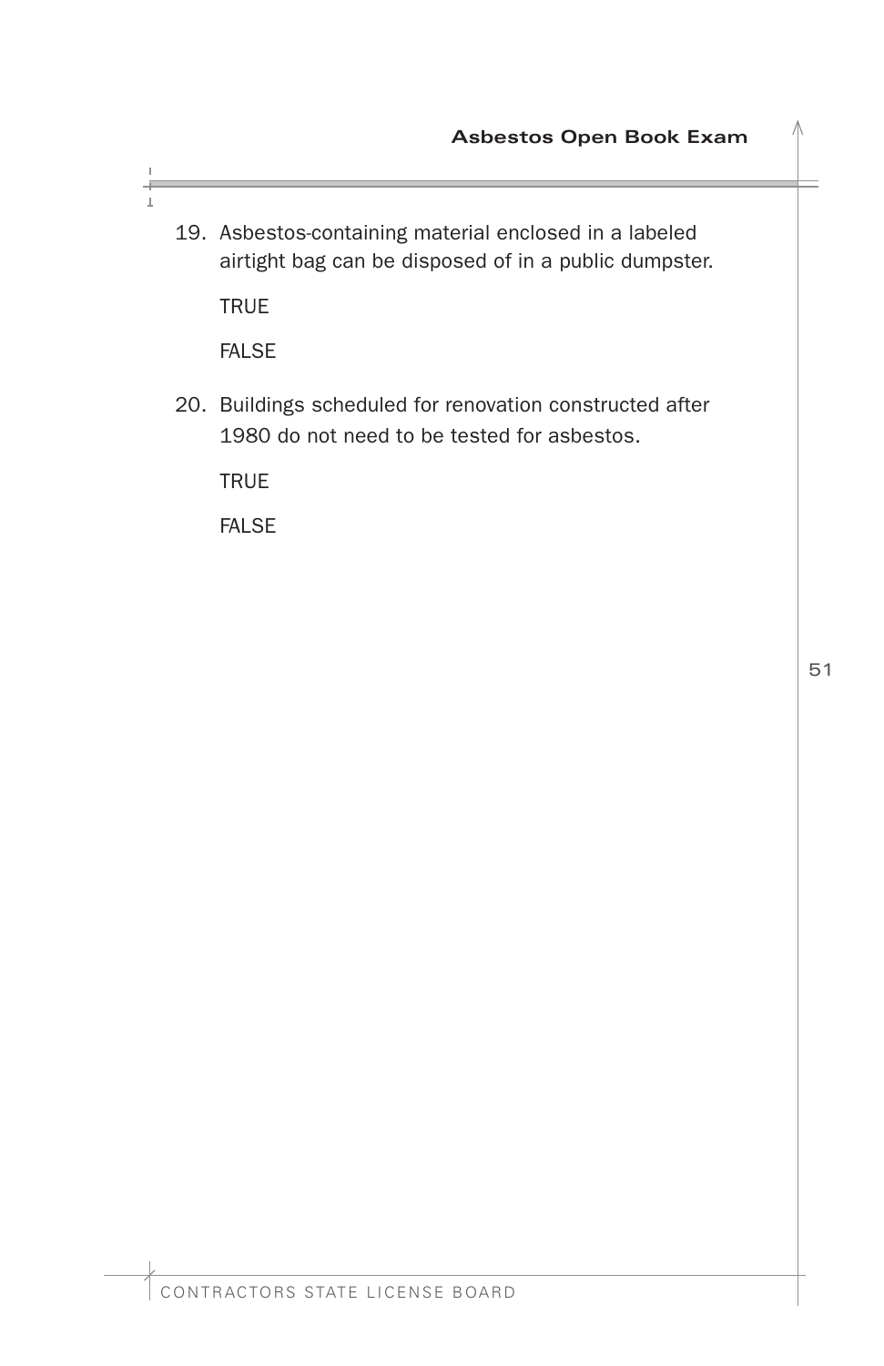19. Asbestos-containing material enclosed in a labeled airtight bag can be disposed of in a public dumpster.

    TRUE

    FALSE

20. Buildings scheduled for renovation constructed after 1980 do not need to be tested for asbestos.

    TRUE

    FALSE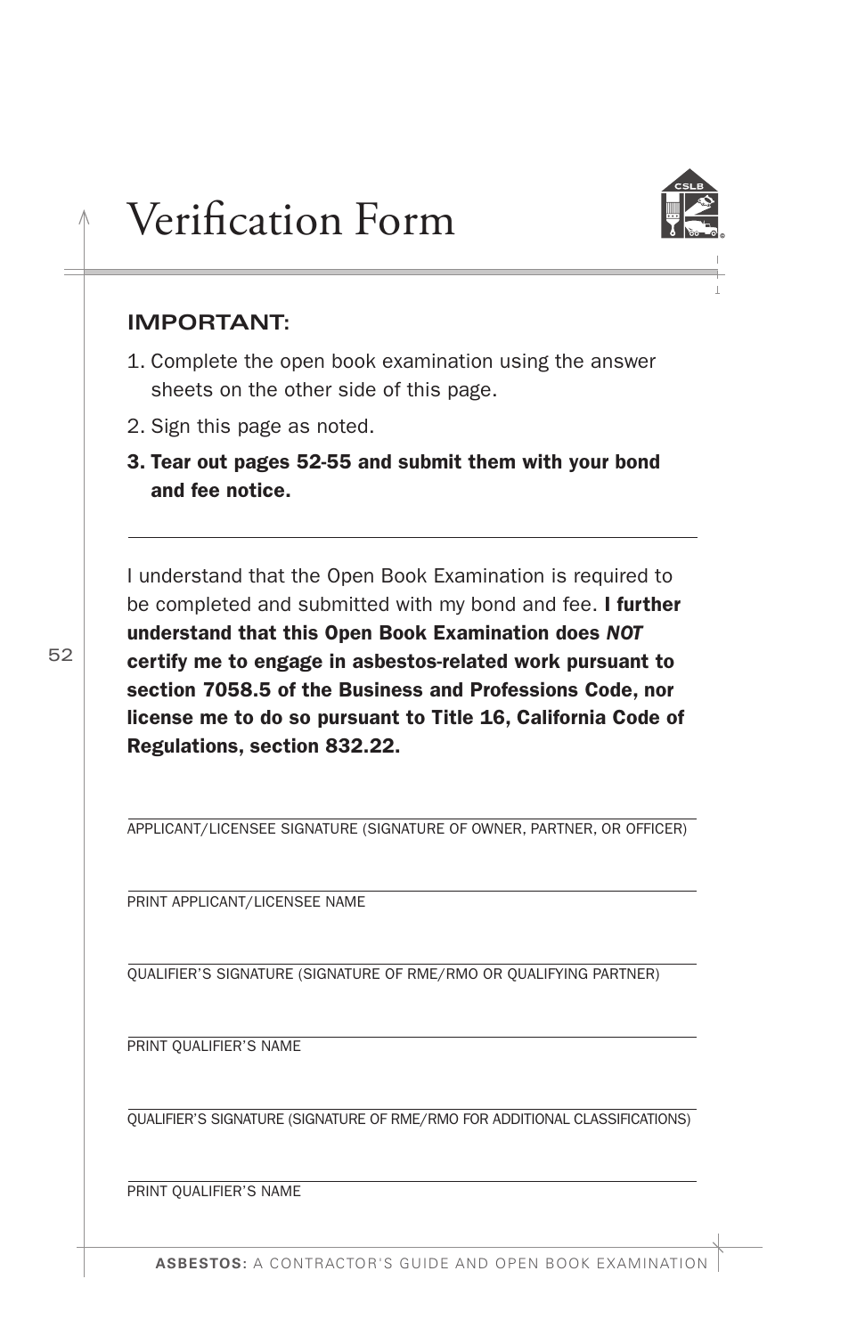# Verification Form

## IMPORTANT:

1. Complete the open book examination using the answer sheets on the other side of this page.
2. Sign this page as noted.
3. **Tear out pages 52-55 and submit them with your bond and fee notice.**

---

I understand that the Open Book Examination is required to be completed and submitted with my bond and fee. **I further understand that this Open Book Examination does *NOT* certify me to engage in asbestos-related work pursuant to section 7058.5 of the Business and Professions Code, nor license me to do so pursuant to Title 16, California Code of Regulations, section 832.22.**

______________________________________________
APPLICANT/LICENSEE SIGNATURE (SIGNATURE OF OWNER, PARTNER, OR OFFICER)

______________________________________________
PRINT APPLICANT/LICENSEE NAME

______________________________________________
QUALIFIER'S SIGNATURE (SIGNATURE OF RME/RMO OR QUALIFYING PARTNER)

______________________________________________
PRINT QUALIFIER'S NAME

______________________________________________
QUALIFIER'S SIGNATURE (SIGNATURE OF RME/RMO FOR ADDITIONAL CLASSIFICATIONS)

______________________________________________
PRINT QUALIFIER'S NAME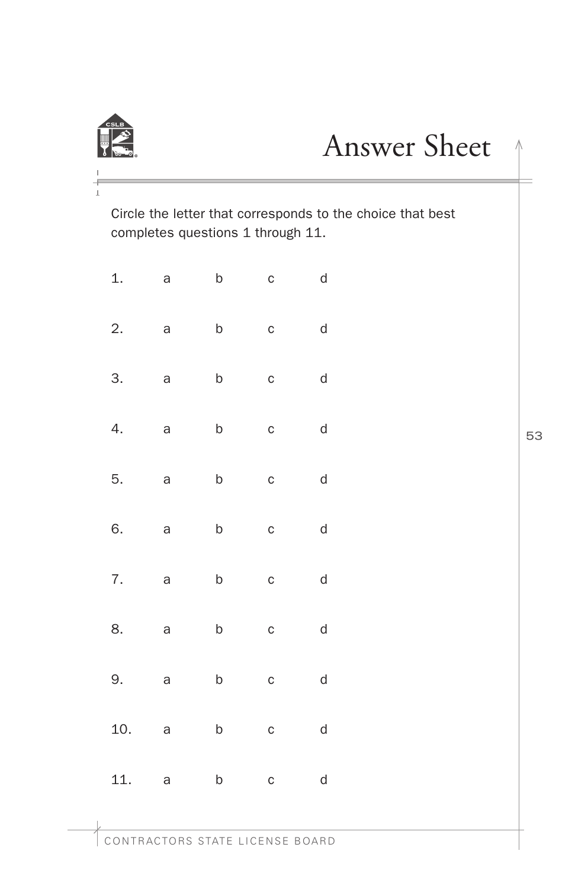# Answer Sheet

Circle the letter that corresponds to the choice that best completes questions 1 through 11.

| | | | | |
|---|---|---|---|---|
| 1. | a | b | c | d |
| 2. | a | b | c | d |
| 3. | a | b | c | d |
| 4. | a | b | c | d |
| 5. | a | b | c | d |
| 6. | a | b | c | d |
| 7. | a | b | c | d |
| 8. | a | b | c | d |
| 9. | a | b | c | d |
| 10. | a | b | c | d |
| 11. | a | b | c | d |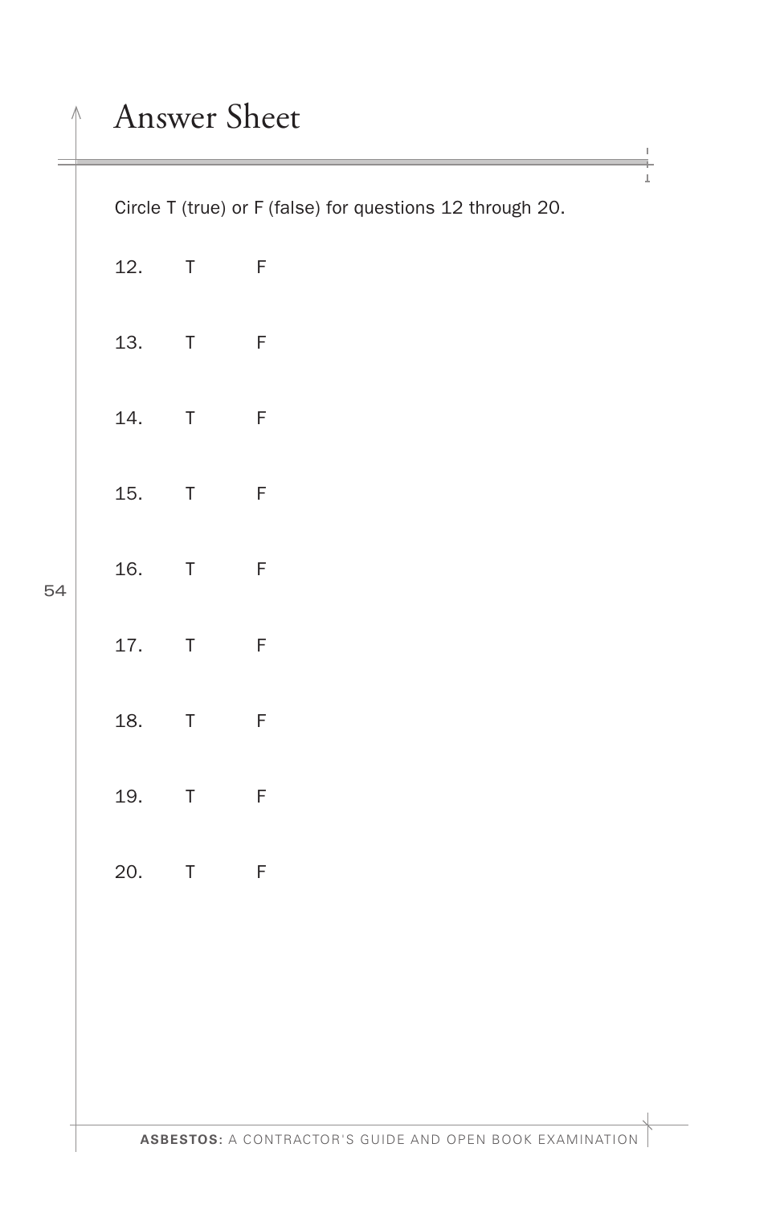# Answer Sheet

Circle T (true) or F (false) for questions 12 through 20.

12. T F

13. T F

14. T F

15. T F

16. T F

17. T F

18. T F

19. T F

20. T F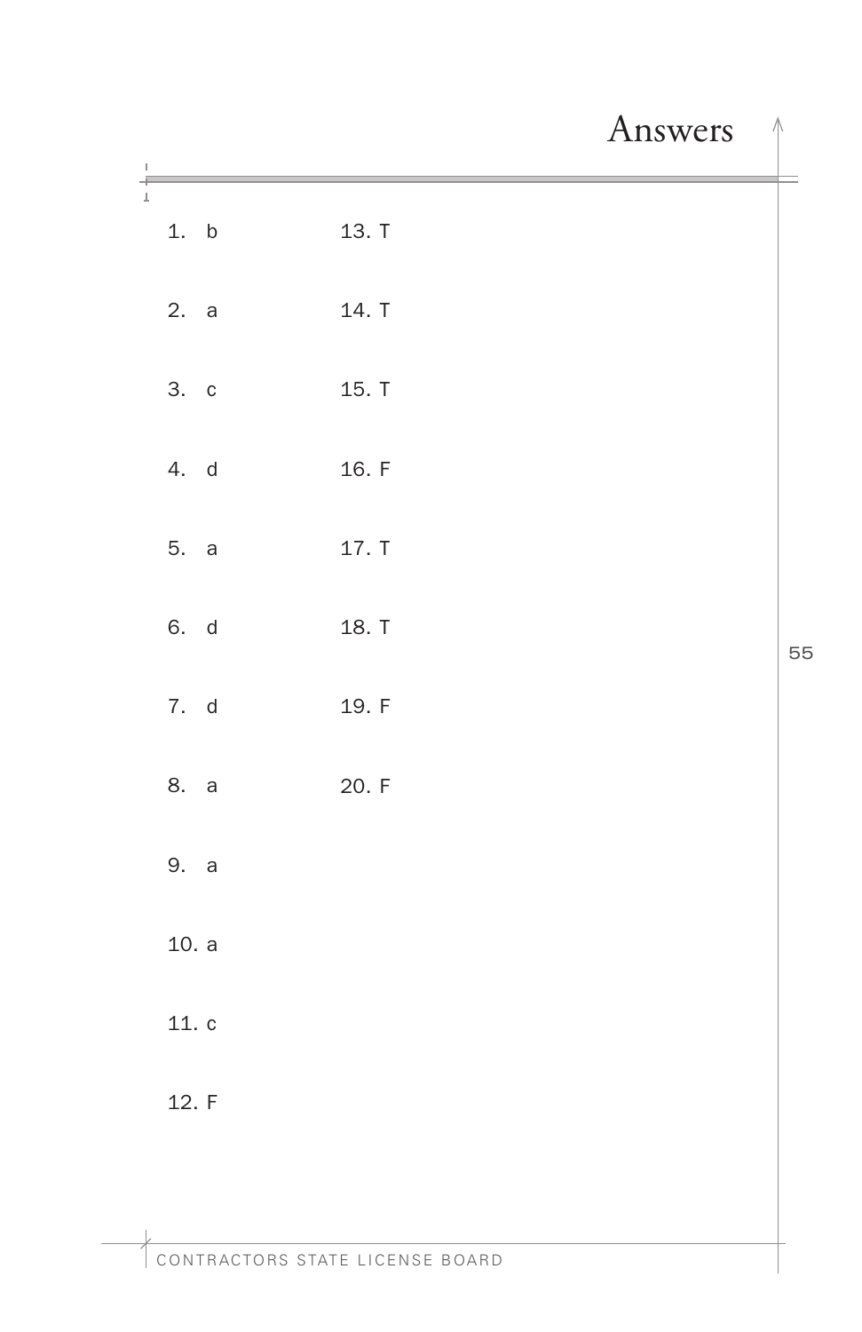# Answers

1. b
2. a
3. c
4. d
5. a
6. d
7. d
8. a
9. a
10. a
11. c
12. F
13. T
14. T
15. T
16. F
17. T
18. T
19. F
20. F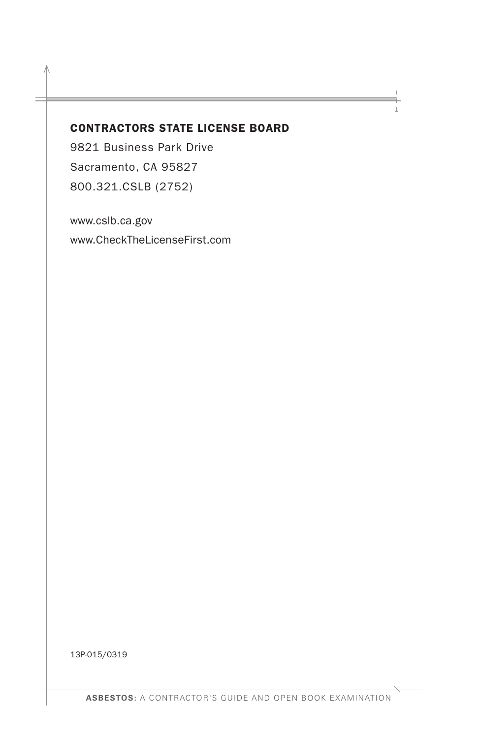**CONTRACTORS STATE LICENSE BOARD**

9821 Business Park Drive

Sacramento, CA 95827

800.321.CSLB (2752)

www.cslb.ca.gov

www.CheckTheLicenseFirst.com

13P-015/0319